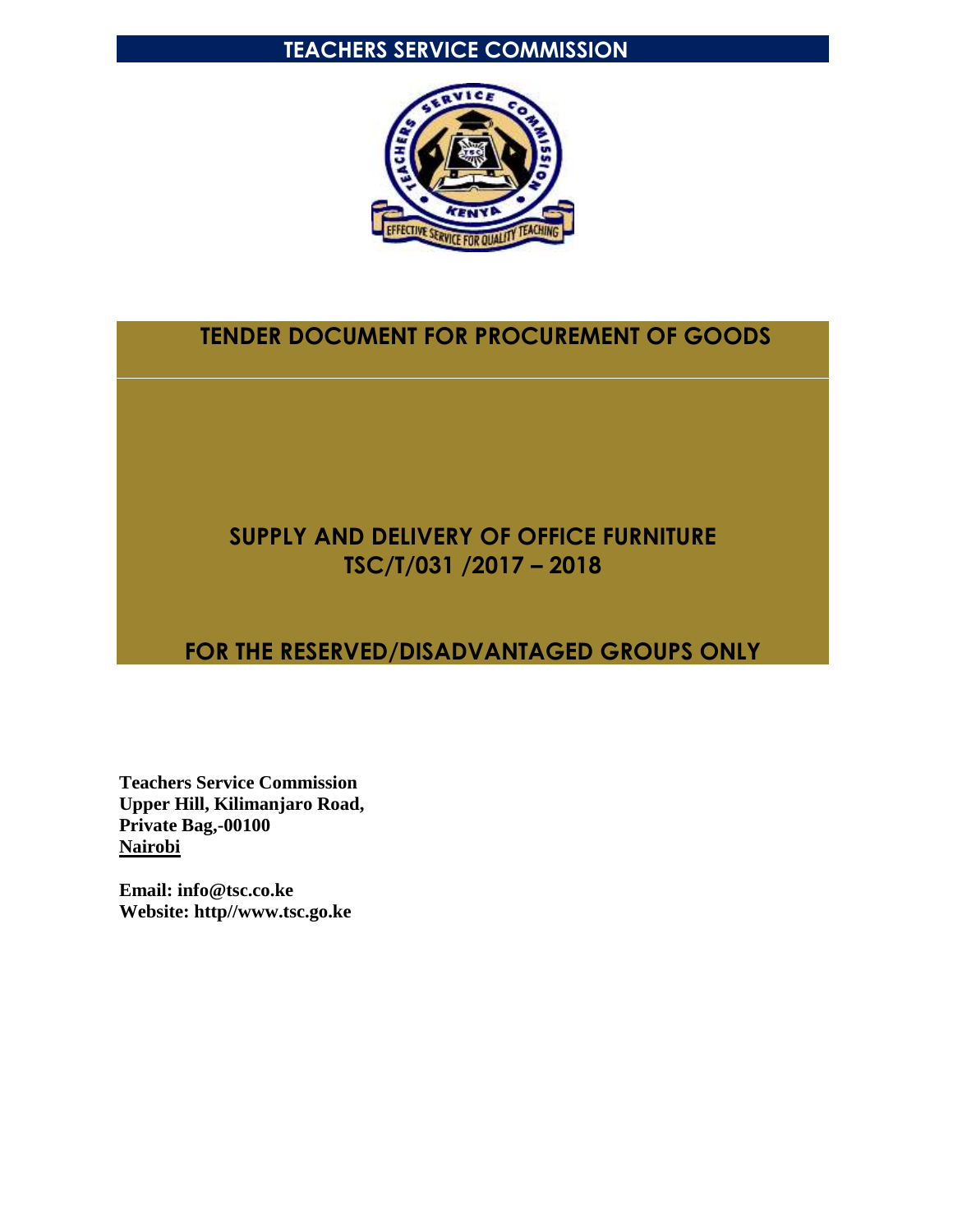# TEACHERS SERVICE COMMISSION

## TENDER DOCUMENT FOR PROCUREMENT OF GOODS

## SUPPLY AND DELIVERY OF OFFICE FURNITURE
## TSC/T/031 /2017 – 2018

## FOR THE RESERVED/DISADVANTAGED GROUPS ONLY

**Teachers Service Commission**
**Upper Hill, Kilimanjaro Road,**
**Private Bag,-00100**
**Nairobi**

**Email: info@tsc.co.ke**
**Website: http//www.tsc.go.ke**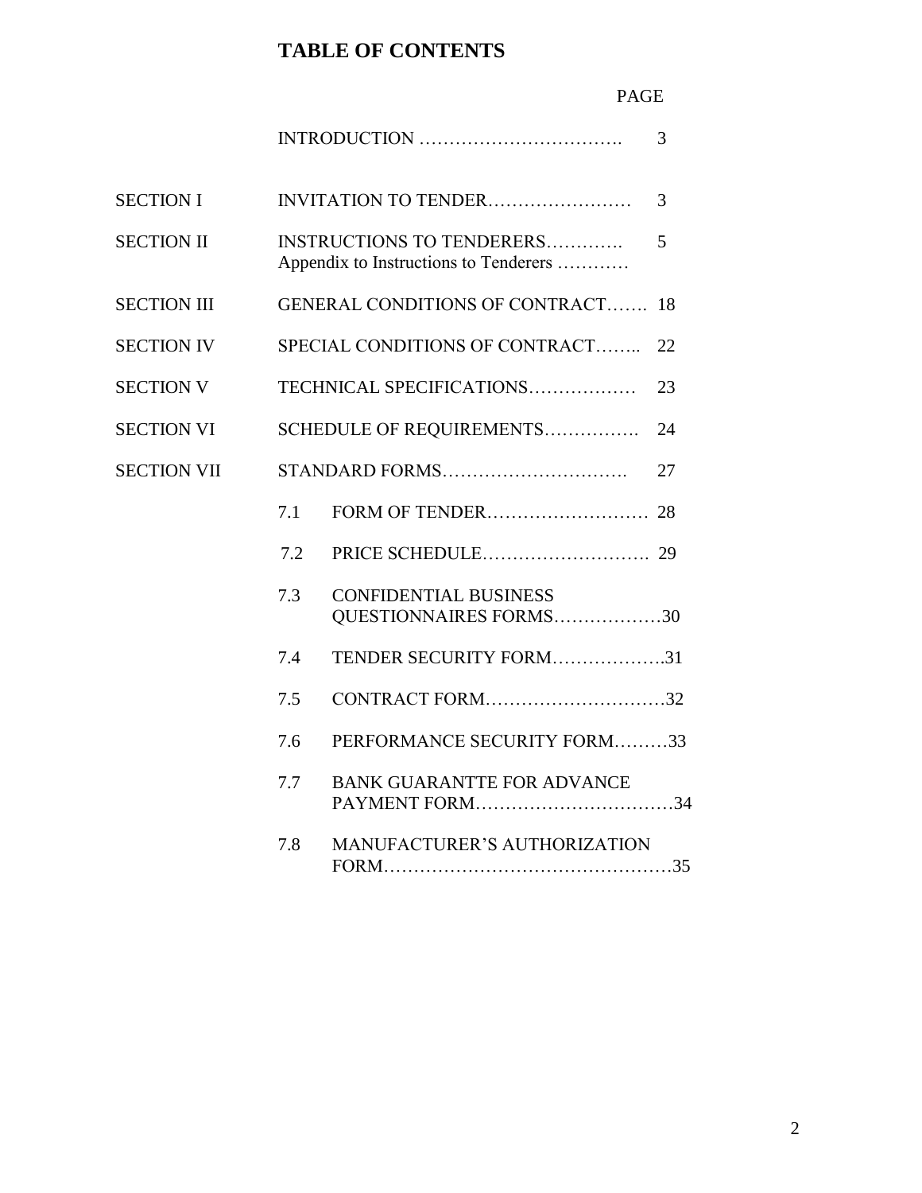# TABLE OF CONTENTS

| | | PAGE |
|---|---|---|
| | INTRODUCTION ……………………………. | 3 |
| SECTION I | INVITATION TO TENDER…………………… | 3 |
| SECTION II | INSTRUCTIONS TO TENDERERS…………. Appendix to Instructions to Tenderers ………… | 5 |
| SECTION III | GENERAL CONDITIONS OF CONTRACT……. | 18 |
| SECTION IV | SPECIAL CONDITIONS OF CONTRACT…….. | 22 |
| SECTION V | TECHNICAL SPECIFICATIONS……………… | 23 |
| SECTION VI | SCHEDULE OF REQUIREMENTS……………. | 24 |
| SECTION VII | STANDARD FORMS…………………………. | 27 |
| | 7.1 FORM OF TENDER……………………… | 28 |
| | 7.2 PRICE SCHEDULE………………………. | 29 |
| | 7.3 CONFIDENTIAL BUSINESS QUESTIONNAIRES FORMS……………… | 30 |
| | 7.4 TENDER SECURITY FORM………………. | 31 |
| | 7.5 CONTRACT FORM………………………… | 32 |
| | 7.6 PERFORMANCE SECURITY FORM……… | 33 |
| | 7.7 BANK GUARANTTE FOR ADVANCE PAYMENT FORM…………………………… | 34 |
| | 7.8 MANUFACTURER'S AUTHORIZATION FORM………………………………………… | 35 |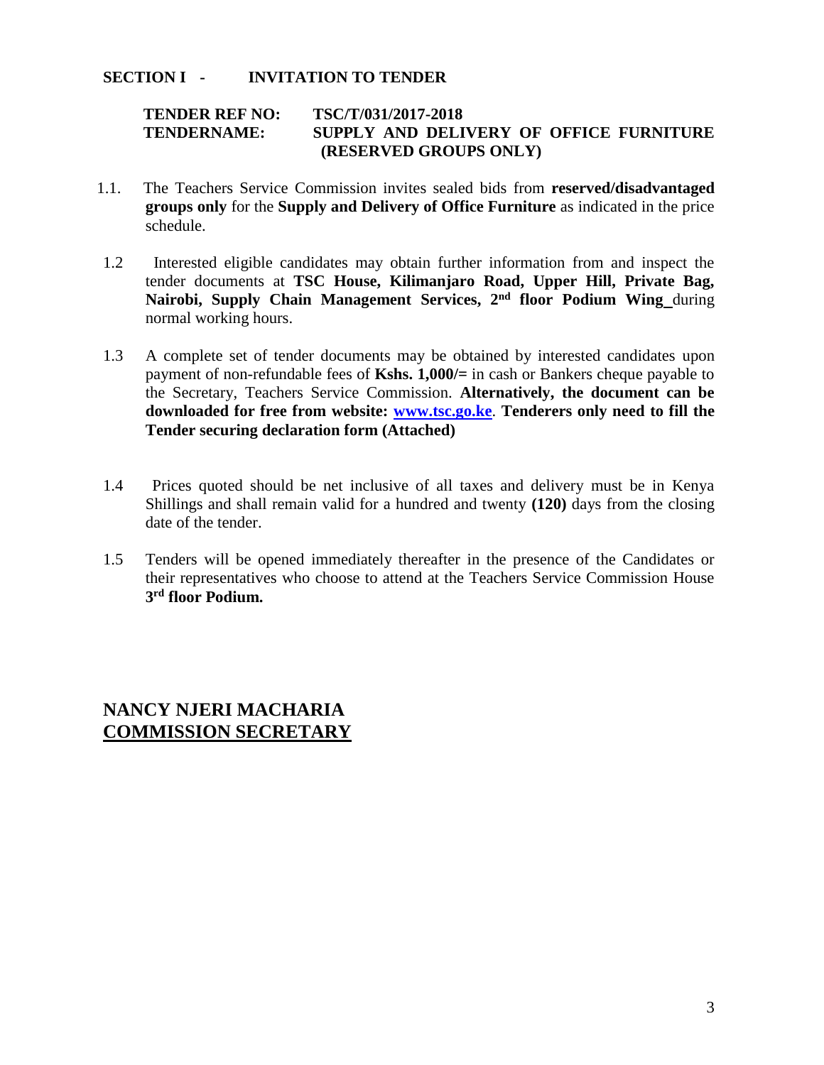## SECTION I - INVITATION TO TENDER

**TENDER REF NO:** **TSC/T/031/2017-2018**
**TENDERNAME:** **SUPPLY AND DELIVERY OF OFFICE FURNITURE (RESERVED GROUPS ONLY)**

1.1. The Teachers Service Commission invites sealed bids from **reserved/disadvantaged groups only** for the **Supply and Delivery of Office Furniture** as indicated in the price schedule.

1.2 Interested eligible candidates may obtain further information from and inspect the tender documents at **TSC House, Kilimanjaro Road, Upper Hill, Private Bag, Nairobi, Supply Chain Management Services, 2nd floor Podium Wing** during normal working hours.

1.3 A complete set of tender documents may be obtained by interested candidates upon payment of non-refundable fees of **Kshs. 1,000/=** in cash or Bankers cheque payable to the Secretary, Teachers Service Commission. **Alternatively, the document can be downloaded for free from website: [www.tsc.go.ke](http://www.tsc.go.ke)**. **Tenderers only need to fill the Tender securing declaration form (Attached)**

1.4 Prices quoted should be net inclusive of all taxes and delivery must be in Kenya Shillings and shall remain valid for a hundred and twenty **(120)** days from the closing date of the tender.

1.5 Tenders will be opened immediately thereafter in the presence of the Candidates or their representatives who choose to attend at the Teachers Service Commission House **3rd floor Podium.**

**NANCY NJERI MACHARIA**
**COMMISSION SECRETARY**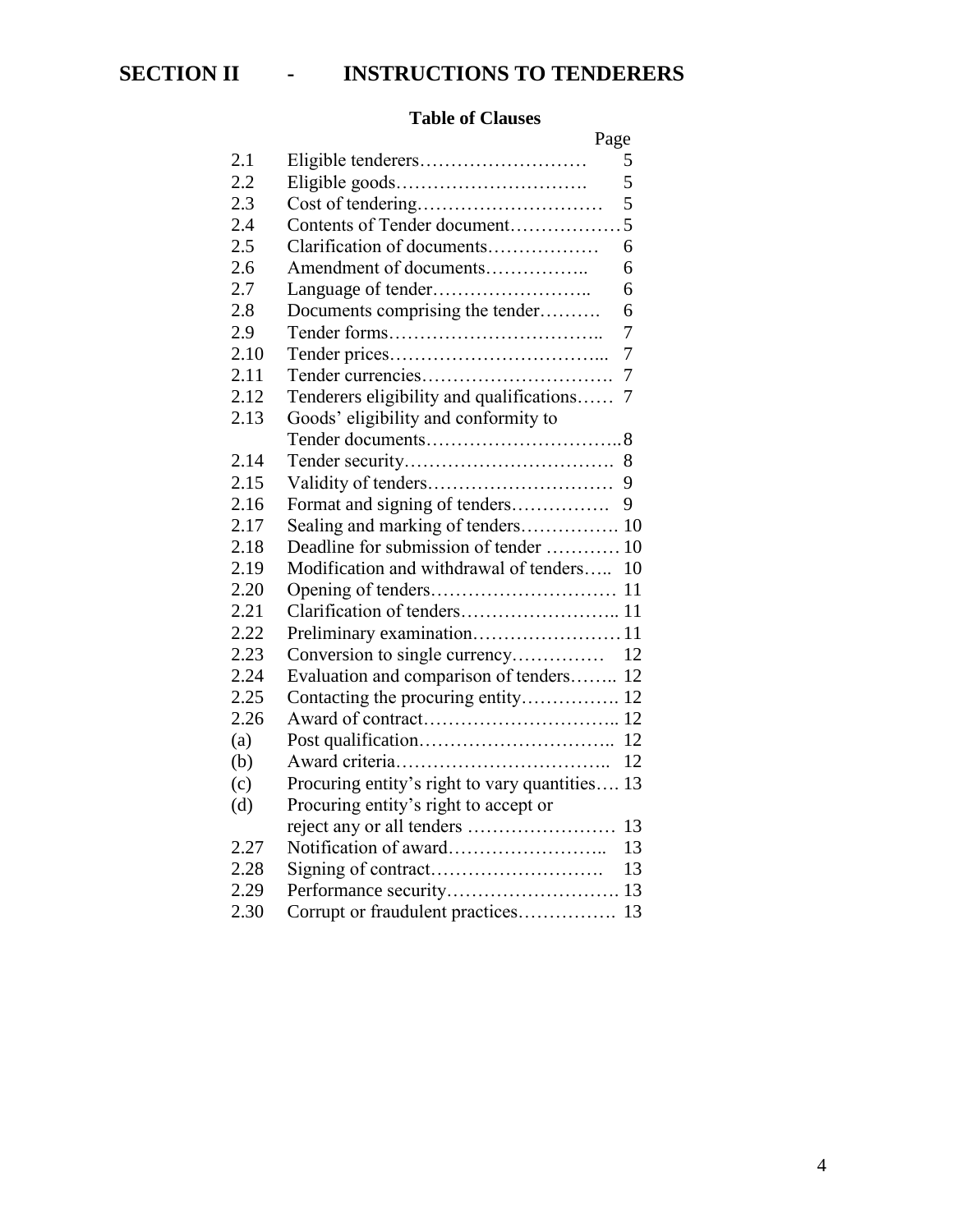# SECTION II - INSTRUCTIONS TO TENDERERS

**Table of Clauses**

| | | Page |
|---|---|---|
| 2.1 | Eligible tenderers | 5 |
| 2.2 | Eligible goods | 5 |
| 2.3 | Cost of tendering | 5 |
| 2.4 | Contents of Tender document | 5 |
| 2.5 | Clarification of documents | 6 |
| 2.6 | Amendment of documents | 6 |
| 2.7 | Language of tender | 6 |
| 2.8 | Documents comprising the tender | 6 |
| 2.9 | Tender forms | 7 |
| 2.10 | Tender prices | 7 |
| 2.11 | Tender currencies | 7 |
| 2.12 | Tenderers eligibility and qualifications | 7 |
| 2.13 | Goods' eligibility and conformity to Tender documents | 8 |
| 2.14 | Tender security | 8 |
| 2.15 | Validity of tenders | 9 |
| 2.16 | Format and signing of tenders | 9 |
| 2.17 | Sealing and marking of tenders | 10 |
| 2.18 | Deadline for submission of tender | 10 |
| 2.19 | Modification and withdrawal of tenders | 10 |
| 2.20 | Opening of tenders | 11 |
| 2.21 | Clarification of tenders | 11 |
| 2.22 | Preliminary examination | 11 |
| 2.23 | Conversion to single currency | 12 |
| 2.24 | Evaluation and comparison of tenders | 12 |
| 2.25 | Contacting the procuring entity | 12 |
| 2.26 | Award of contract | 12 |
| (a) | Post qualification | 12 |
| (b) | Award criteria | 12 |
| (c) | Procuring entity's right to vary quantities | 13 |
| (d) | Procuring entity's right to accept or reject any or all tenders | 13 |
| 2.27 | Notification of award | 13 |
| 2.28 | Signing of contract | 13 |
| 2.29 | Performance security | 13 |
| 2.30 | Corrupt or fraudulent practices | 13 |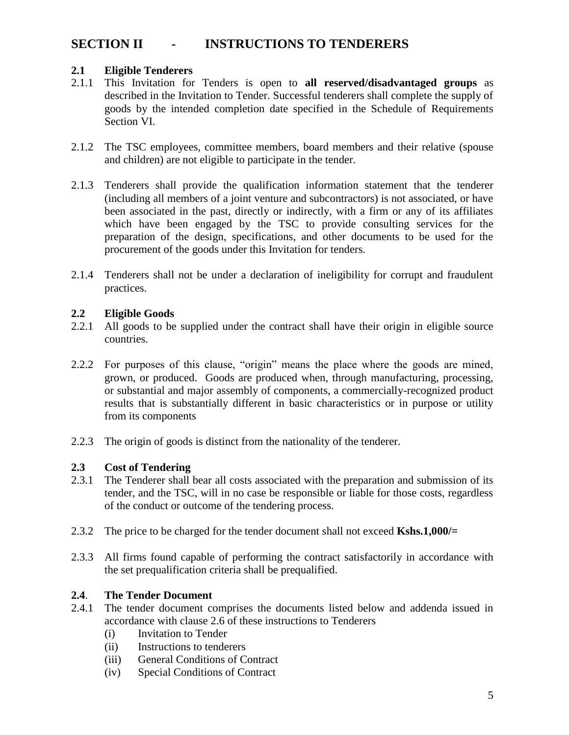# SECTION II - INSTRUCTIONS TO TENDERERS

## 2.1 Eligible Tenderers

2.1.1 This Invitation for Tenders is open to **all reserved/disadvantaged groups** as described in the Invitation to Tender. Successful tenderers shall complete the supply of goods by the intended completion date specified in the Schedule of Requirements Section VI.

2.1.2 The TSC employees, committee members, board members and their relative (spouse and children) are not eligible to participate in the tender.

2.1.3 Tenderers shall provide the qualification information statement that the tenderer (including all members of a joint venture and subcontractors) is not associated, or have been associated in the past, directly or indirectly, with a firm or any of its affiliates which have been engaged by the TSC to provide consulting services for the preparation of the design, specifications, and other documents to be used for the procurement of the goods under this Invitation for tenders.

2.1.4 Tenderers shall not be under a declaration of ineligibility for corrupt and fraudulent practices.

## 2.2 Eligible Goods

2.2.1 All goods to be supplied under the contract shall have their origin in eligible source countries.

2.2.2 For purposes of this clause, "origin" means the place where the goods are mined, grown, or produced. Goods are produced when, through manufacturing, processing, or substantial and major assembly of components, a commercially-recognized product results that is substantially different in basic characteristics or in purpose or utility from its components

2.2.3 The origin of goods is distinct from the nationality of the tenderer.

## 2.3 Cost of Tendering

2.3.1 The Tenderer shall bear all costs associated with the preparation and submission of its tender, and the TSC, will in no case be responsible or liable for those costs, regardless of the conduct or outcome of the tendering process.

2.3.2 The price to be charged for the tender document shall not exceed **Kshs.1,000/=**

2.3.3 All firms found capable of performing the contract satisfactorily in accordance with the set prequalification criteria shall be prequalified.

## 2.4. The Tender Document

2.4.1 The tender document comprises the documents listed below and addenda issued in accordance with clause 2.6 of these instructions to Tenderers

- (i) Invitation to Tender
- (ii) Instructions to tenderers
- (iii) General Conditions of Contract
- (iv) Special Conditions of Contract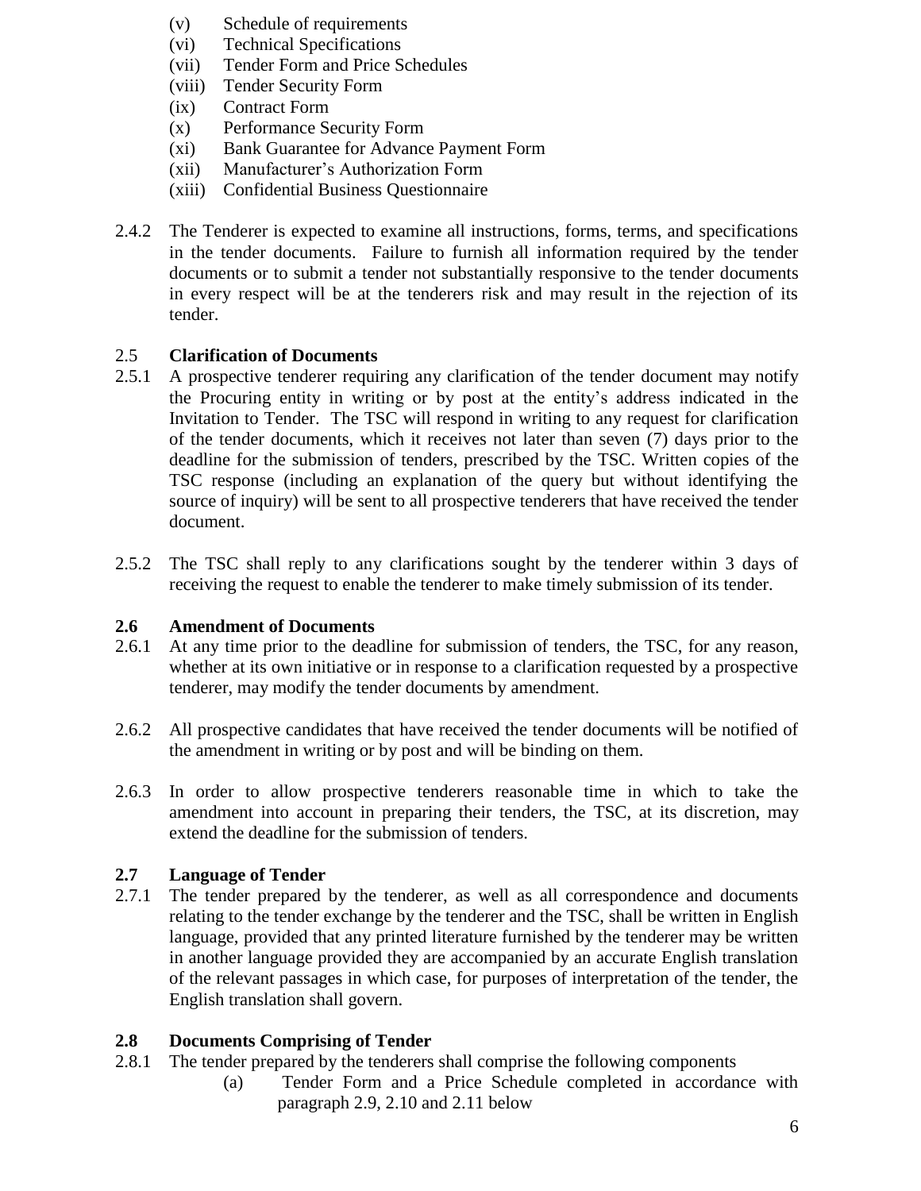(v) Schedule of requirements
(vi) Technical Specifications
(vii) Tender Form and Price Schedules
(viii) Tender Security Form
(ix) Contract Form
(x) Performance Security Form
(xi) Bank Guarantee for Advance Payment Form
(xii) Manufacturer's Authorization Form
(xiii) Confidential Business Questionnaire

2.4.2 The Tenderer is expected to examine all instructions, forms, terms, and specifications in the tender documents. Failure to furnish all information required by the tender documents or to submit a tender not substantially responsive to the tender documents in every respect will be at the tenderers risk and may result in the rejection of its tender.

## 2.5 Clarification of Documents

2.5.1 A prospective tenderer requiring any clarification of the tender document may notify the Procuring entity in writing or by post at the entity's address indicated in the Invitation to Tender. The TSC will respond in writing to any request for clarification of the tender documents, which it receives not later than seven (7) days prior to the deadline for the submission of tenders, prescribed by the TSC. Written copies of the TSC response (including an explanation of the query but without identifying the source of inquiry) will be sent to all prospective tenderers that have received the tender document.

2.5.2 The TSC shall reply to any clarifications sought by the tenderer within 3 days of receiving the request to enable the tenderer to make timely submission of its tender.

## 2.6 Amendment of Documents

2.6.1 At any time prior to the deadline for submission of tenders, the TSC, for any reason, whether at its own initiative or in response to a clarification requested by a prospective tenderer, may modify the tender documents by amendment.

2.6.2 All prospective candidates that have received the tender documents will be notified of the amendment in writing or by post and will be binding on them.

2.6.3 In order to allow prospective tenderers reasonable time in which to take the amendment into account in preparing their tenders, the TSC, at its discretion, may extend the deadline for the submission of tenders.

## 2.7 Language of Tender

2.7.1 The tender prepared by the tenderer, as well as all correspondence and documents relating to the tender exchange by the tenderer and the TSC, shall be written in English language, provided that any printed literature furnished by the tenderer may be written in another language provided they are accompanied by an accurate English translation of the relevant passages in which case, for purposes of interpretation of the tender, the English translation shall govern.

## 2.8 Documents Comprising of Tender

2.8.1 The tender prepared by the tenderers shall comprise the following components

(a) Tender Form and a Price Schedule completed in accordance with paragraph 2.9, 2.10 and 2.11 below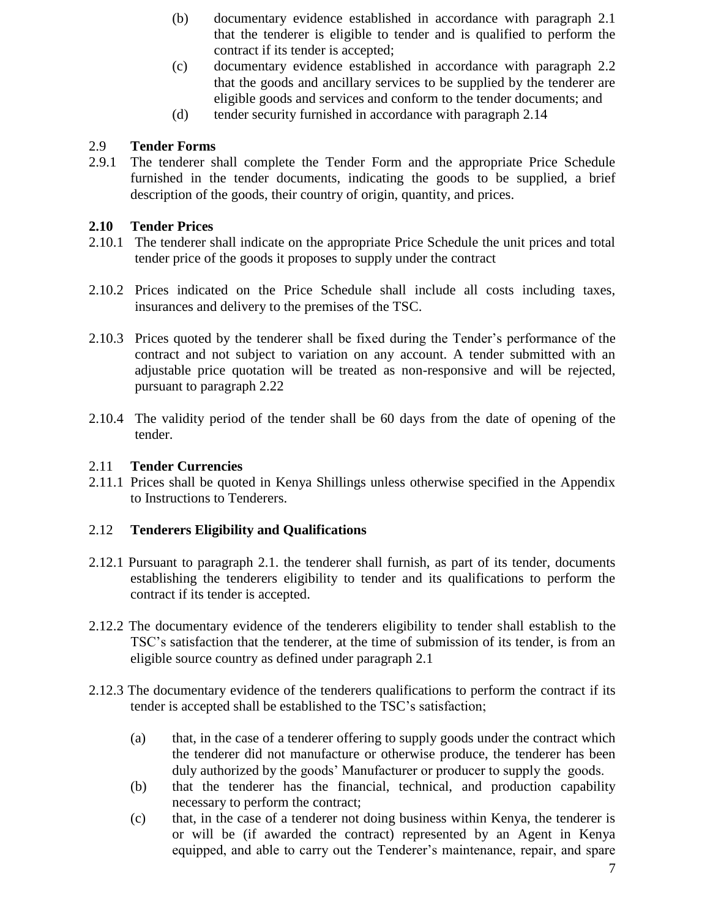(b) documentary evidence established in accordance with paragraph 2.1 that the tenderer is eligible to tender and is qualified to perform the contract if its tender is accepted;

(c) documentary evidence established in accordance with paragraph 2.2 that the goods and ancillary services to be supplied by the tenderer are eligible goods and services and conform to the tender documents; and

(d) tender security furnished in accordance with paragraph 2.14

### 2.9 Tender Forms

2.9.1 The tenderer shall complete the Tender Form and the appropriate Price Schedule furnished in the tender documents, indicating the goods to be supplied, a brief description of the goods, their country of origin, quantity, and prices.

### 2.10 Tender Prices

2.10.1 The tenderer shall indicate on the appropriate Price Schedule the unit prices and total tender price of the goods it proposes to supply under the contract

2.10.2 Prices indicated on the Price Schedule shall include all costs including taxes, insurances and delivery to the premises of the TSC.

2.10.3 Prices quoted by the tenderer shall be fixed during the Tender's performance of the contract and not subject to variation on any account. A tender submitted with an adjustable price quotation will be treated as non-responsive and will be rejected, pursuant to paragraph 2.22

2.10.4 The validity period of the tender shall be 60 days from the date of opening of the tender.

### 2.11 Tender Currencies

2.11.1 Prices shall be quoted in Kenya Shillings unless otherwise specified in the Appendix to Instructions to Tenderers.

### 2.12 Tenderers Eligibility and Qualifications

2.12.1 Pursuant to paragraph 2.1. the tenderer shall furnish, as part of its tender, documents establishing the tenderers eligibility to tender and its qualifications to perform the contract if its tender is accepted.

2.12.2 The documentary evidence of the tenderers eligibility to tender shall establish to the TSC's satisfaction that the tenderer, at the time of submission of its tender, is from an eligible source country as defined under paragraph 2.1

2.12.3 The documentary evidence of the tenderers qualifications to perform the contract if its tender is accepted shall be established to the TSC's satisfaction;

(a) that, in the case of a tenderer offering to supply goods under the contract which the tenderer did not manufacture or otherwise produce, the tenderer has been duly authorized by the goods' Manufacturer or producer to supply the goods.

(b) that the tenderer has the financial, technical, and production capability necessary to perform the contract;

(c) that, in the case of a tenderer not doing business within Kenya, the tenderer is or will be (if awarded the contract) represented by an Agent in Kenya equipped, and able to carry out the Tenderer's maintenance, repair, and spare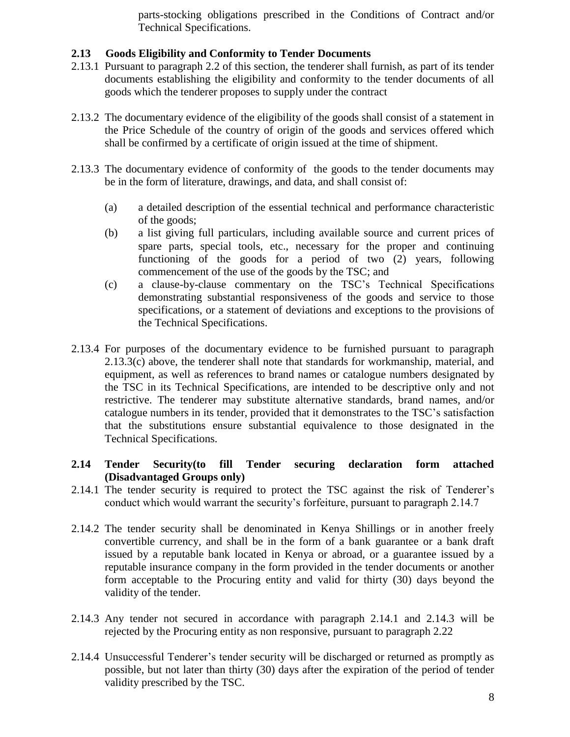parts-stocking obligations prescribed in the Conditions of Contract and/or Technical Specifications.

## 2.13 Goods Eligibility and Conformity to Tender Documents

2.13.1 Pursuant to paragraph 2.2 of this section, the tenderer shall furnish, as part of its tender documents establishing the eligibility and conformity to the tender documents of all goods which the tenderer proposes to supply under the contract

2.13.2 The documentary evidence of the eligibility of the goods shall consist of a statement in the Price Schedule of the country of origin of the goods and services offered which shall be confirmed by a certificate of origin issued at the time of shipment.

2.13.3 The documentary evidence of conformity of the goods to the tender documents may be in the form of literature, drawings, and data, and shall consist of:

(a) a detailed description of the essential technical and performance characteristic of the goods;

(b) a list giving full particulars, including available source and current prices of spare parts, special tools, etc., necessary for the proper and continuing functioning of the goods for a period of two (2) years, following commencement of the use of the goods by the TSC; and

(c) a clause-by-clause commentary on the TSC's Technical Specifications demonstrating substantial responsiveness of the goods and service to those specifications, or a statement of deviations and exceptions to the provisions of the Technical Specifications.

2.13.4 For purposes of the documentary evidence to be furnished pursuant to paragraph 2.13.3(c) above, the tenderer shall note that standards for workmanship, material, and equipment, as well as references to brand names or catalogue numbers designated by the TSC in its Technical Specifications, are intended to be descriptive only and not restrictive. The tenderer may substitute alternative standards, brand names, and/or catalogue numbers in its tender, provided that it demonstrates to the TSC's satisfaction that the substitutions ensure substantial equivalence to those designated in the Technical Specifications.

## 2.14 Tender Security(to fill Tender securing declaration form attached (Disadvantaged Groups only)

2.14.1 The tender security is required to protect the TSC against the risk of Tenderer's conduct which would warrant the security's forfeiture, pursuant to paragraph 2.14.7

2.14.2 The tender security shall be denominated in Kenya Shillings or in another freely convertible currency, and shall be in the form of a bank guarantee or a bank draft issued by a reputable bank located in Kenya or abroad, or a guarantee issued by a reputable insurance company in the form provided in the tender documents or another form acceptable to the Procuring entity and valid for thirty (30) days beyond the validity of the tender.

2.14.3 Any tender not secured in accordance with paragraph 2.14.1 and 2.14.3 will be rejected by the Procuring entity as non responsive, pursuant to paragraph 2.22

2.14.4 Unsuccessful Tenderer's tender security will be discharged or returned as promptly as possible, but not later than thirty (30) days after the expiration of the period of tender validity prescribed by the TSC.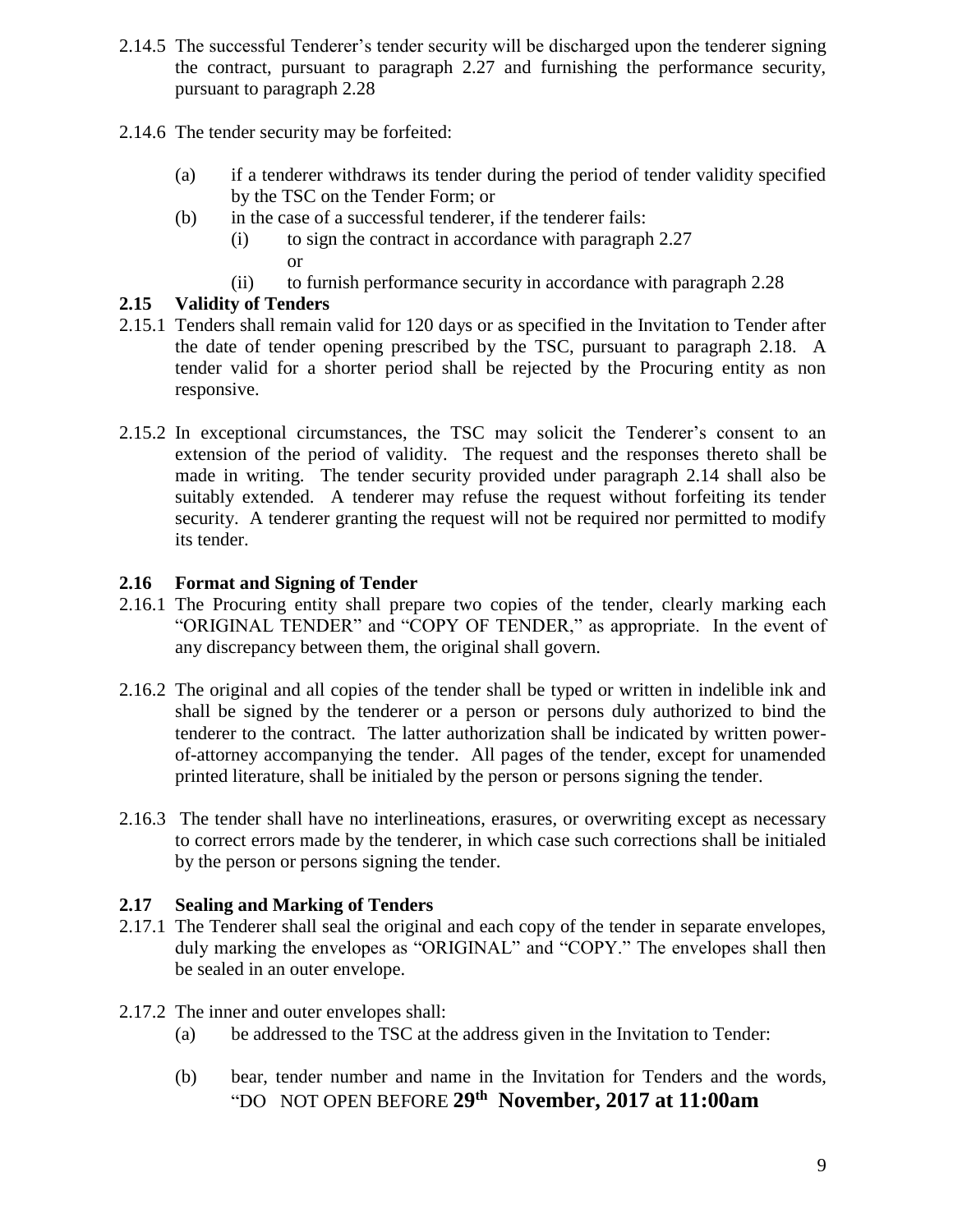2.14.5 The successful Tenderer's tender security will be discharged upon the tenderer signing the contract, pursuant to paragraph 2.27 and furnishing the performance security, pursuant to paragraph 2.28

2.14.6 The tender security may be forfeited:

(a) if a tenderer withdraws its tender during the period of tender validity specified by the TSC on the Tender Form; or

(b) in the case of a successful tenderer, if the tenderer fails:

(i) to sign the contract in accordance with paragraph 2.27 or

(ii) to furnish performance security in accordance with paragraph 2.28

### 2.15 Validity of Tenders

2.15.1 Tenders shall remain valid for 120 days or as specified in the Invitation to Tender after the date of tender opening prescribed by the TSC, pursuant to paragraph 2.18. A tender valid for a shorter period shall be rejected by the Procuring entity as non responsive.

2.15.2 In exceptional circumstances, the TSC may solicit the Tenderer's consent to an extension of the period of validity. The request and the responses thereto shall be made in writing. The tender security provided under paragraph 2.14 shall also be suitably extended. A tenderer may refuse the request without forfeiting its tender security. A tenderer granting the request will not be required nor permitted to modify its tender.

### 2.16 Format and Signing of Tender

2.16.1 The Procuring entity shall prepare two copies of the tender, clearly marking each "ORIGINAL TENDER" and "COPY OF TENDER," as appropriate. In the event of any discrepancy between them, the original shall govern.

2.16.2 The original and all copies of the tender shall be typed or written in indelible ink and shall be signed by the tenderer or a person or persons duly authorized to bind the tenderer to the contract. The latter authorization shall be indicated by written power-of-attorney accompanying the tender. All pages of the tender, except for unamended printed literature, shall be initialed by the person or persons signing the tender.

2.16.3 The tender shall have no interlineations, erasures, or overwriting except as necessary to correct errors made by the tenderer, in which case such corrections shall be initialed by the person or persons signing the tender.

### 2.17 Sealing and Marking of Tenders

2.17.1 The Tenderer shall seal the original and each copy of the tender in separate envelopes, duly marking the envelopes as "ORIGINAL" and "COPY." The envelopes shall then be sealed in an outer envelope.

2.17.2 The inner and outer envelopes shall:

(a) be addressed to the TSC at the address given in the Invitation to Tender:

(b) bear, tender number and name in the Invitation for Tenders and the words, "DO NOT OPEN BEFORE **29th November, 2017 at 11:00am**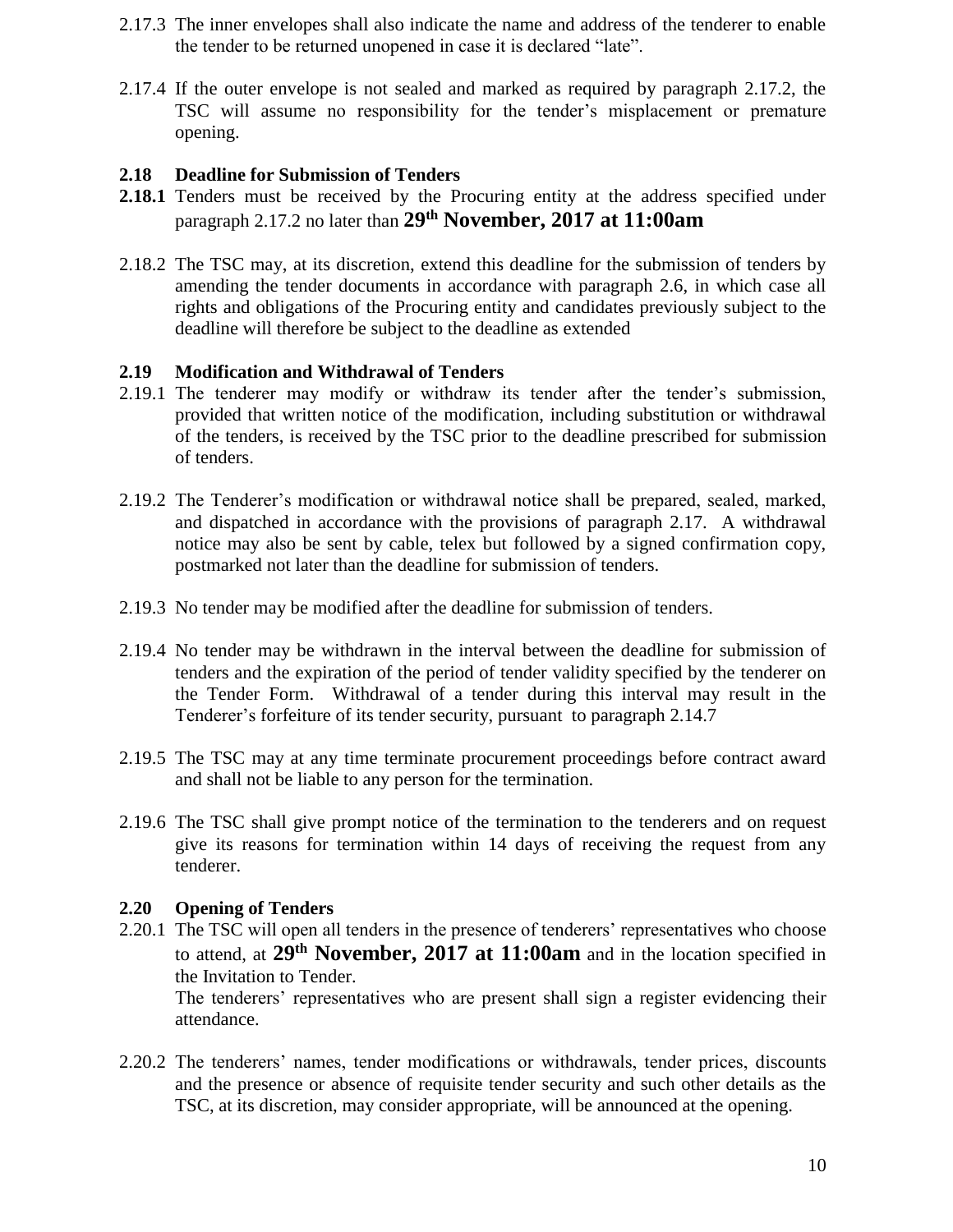2.17.3 The inner envelopes shall also indicate the name and address of the tenderer to enable the tender to be returned unopened in case it is declared "late".

2.17.4 If the outer envelope is not sealed and marked as required by paragraph 2.17.2, the TSC will assume no responsibility for the tender's misplacement or premature opening.

### 2.18 Deadline for Submission of Tenders

**2.18.1** Tenders must be received by the Procuring entity at the address specified under paragraph 2.17.2 no later than **29th November, 2017 at 11:00am**

2.18.2 The TSC may, at its discretion, extend this deadline for the submission of tenders by amending the tender documents in accordance with paragraph 2.6, in which case all rights and obligations of the Procuring entity and candidates previously subject to the deadline will therefore be subject to the deadline as extended

### 2.19 Modification and Withdrawal of Tenders

2.19.1 The tenderer may modify or withdraw its tender after the tender's submission, provided that written notice of the modification, including substitution or withdrawal of the tenders, is received by the TSC prior to the deadline prescribed for submission of tenders.

2.19.2 The Tenderer's modification or withdrawal notice shall be prepared, sealed, marked, and dispatched in accordance with the provisions of paragraph 2.17. A withdrawal notice may also be sent by cable, telex but followed by a signed confirmation copy, postmarked not later than the deadline for submission of tenders.

2.19.3 No tender may be modified after the deadline for submission of tenders.

2.19.4 No tender may be withdrawn in the interval between the deadline for submission of tenders and the expiration of the period of tender validity specified by the tenderer on the Tender Form. Withdrawal of a tender during this interval may result in the Tenderer's forfeiture of its tender security, pursuant to paragraph 2.14.7

2.19.5 The TSC may at any time terminate procurement proceedings before contract award and shall not be liable to any person for the termination.

2.19.6 The TSC shall give prompt notice of the termination to the tenderers and on request give its reasons for termination within 14 days of receiving the request from any tenderer.

### 2.20 Opening of Tenders

2.20.1 The TSC will open all tenders in the presence of tenderers' representatives who choose to attend, at **29th November, 2017 at 11:00am** and in the location specified in the Invitation to Tender.
The tenderers' representatives who are present shall sign a register evidencing their attendance.

2.20.2 The tenderers' names, tender modifications or withdrawals, tender prices, discounts and the presence or absence of requisite tender security and such other details as the TSC, at its discretion, may consider appropriate, will be announced at the opening.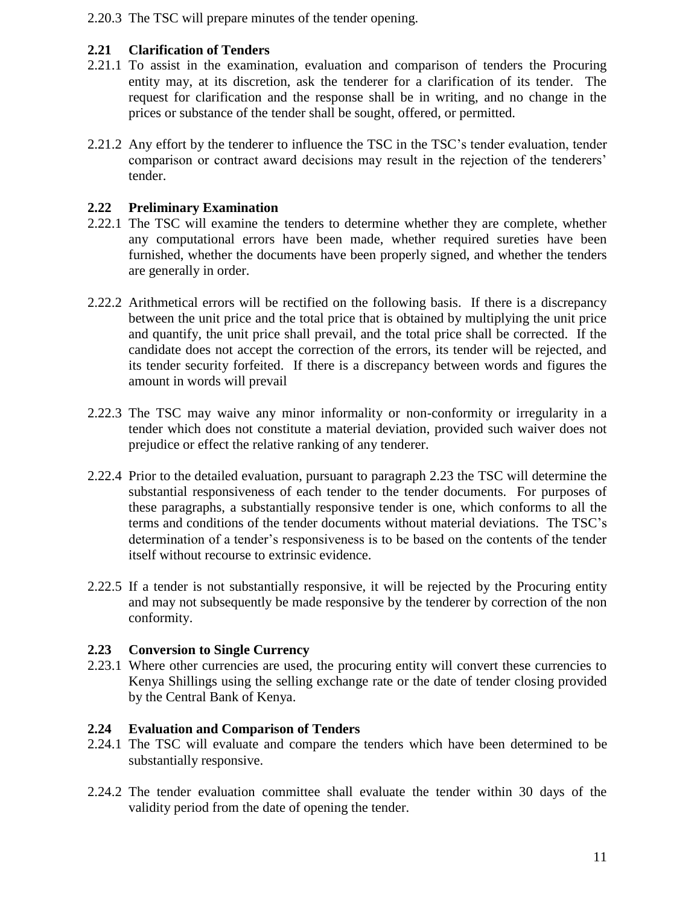2.20.3 The TSC will prepare minutes of the tender opening.

### 2.21 Clarification of Tenders

2.21.1 To assist in the examination, evaluation and comparison of tenders the Procuring entity may, at its discretion, ask the tenderer for a clarification of its tender. The request for clarification and the response shall be in writing, and no change in the prices or substance of the tender shall be sought, offered, or permitted.

2.21.2 Any effort by the tenderer to influence the TSC in the TSC's tender evaluation, tender comparison or contract award decisions may result in the rejection of the tenderers' tender.

### 2.22 Preliminary Examination

2.22.1 The TSC will examine the tenders to determine whether they are complete, whether any computational errors have been made, whether required sureties have been furnished, whether the documents have been properly signed, and whether the tenders are generally in order.

2.22.2 Arithmetical errors will be rectified on the following basis. If there is a discrepancy between the unit price and the total price that is obtained by multiplying the unit price and quantify, the unit price shall prevail, and the total price shall be corrected. If the candidate does not accept the correction of the errors, its tender will be rejected, and its tender security forfeited. If there is a discrepancy between words and figures the amount in words will prevail

2.22.3 The TSC may waive any minor informality or non-conformity or irregularity in a tender which does not constitute a material deviation, provided such waiver does not prejudice or effect the relative ranking of any tenderer.

2.22.4 Prior to the detailed evaluation, pursuant to paragraph 2.23 the TSC will determine the substantial responsiveness of each tender to the tender documents. For purposes of these paragraphs, a substantially responsive tender is one, which conforms to all the terms and conditions of the tender documents without material deviations. The TSC's determination of a tender's responsiveness is to be based on the contents of the tender itself without recourse to extrinsic evidence.

2.22.5 If a tender is not substantially responsive, it will be rejected by the Procuring entity and may not subsequently be made responsive by the tenderer by correction of the non conformity.

### 2.23 Conversion to Single Currency

2.23.1 Where other currencies are used, the procuring entity will convert these currencies to Kenya Shillings using the selling exchange rate or the date of tender closing provided by the Central Bank of Kenya.

### 2.24 Evaluation and Comparison of Tenders

2.24.1 The TSC will evaluate and compare the tenders which have been determined to be substantially responsive.

2.24.2 The tender evaluation committee shall evaluate the tender within 30 days of the validity period from the date of opening the tender.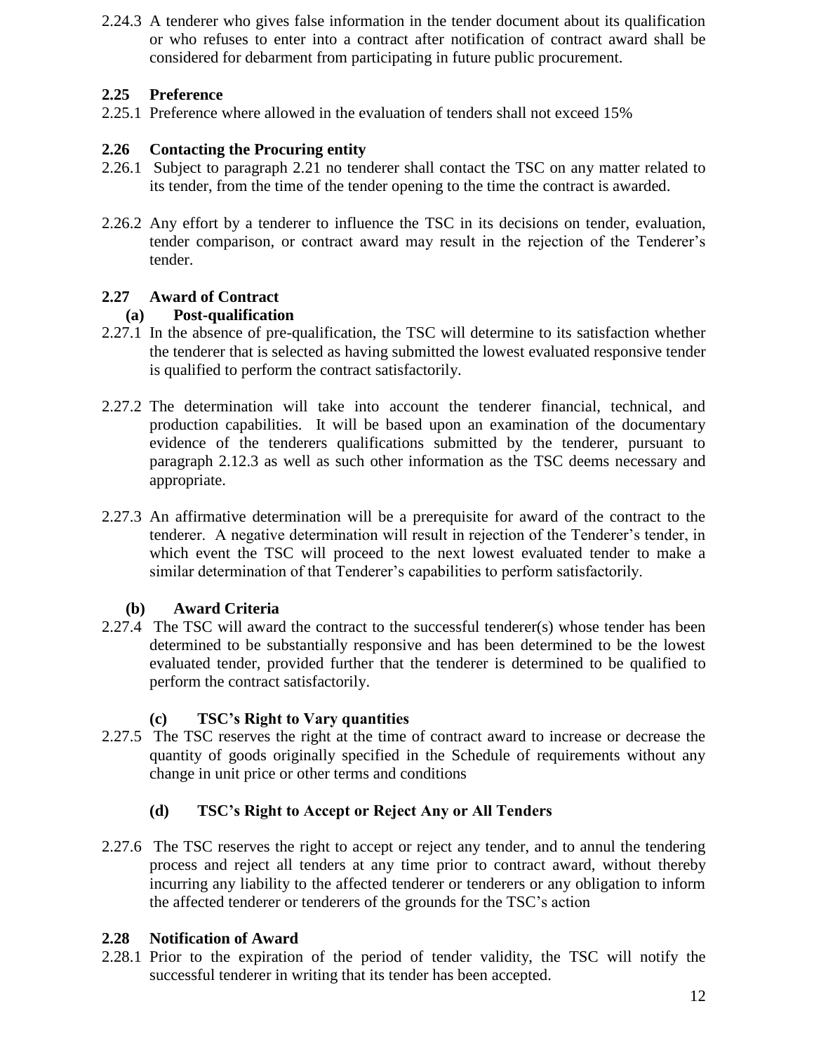2.24.3 A tenderer who gives false information in the tender document about its qualification or who refuses to enter into a contract after notification of contract award shall be considered for debarment from participating in future public procurement.

### 2.25 Preference

2.25.1 Preference where allowed in the evaluation of tenders shall not exceed 15%

### 2.26 Contacting the Procuring entity

2.26.1 Subject to paragraph 2.21 no tenderer shall contact the TSC on any matter related to its tender, from the time of the tender opening to the time the contract is awarded.

2.26.2 Any effort by a tenderer to influence the TSC in its decisions on tender, evaluation, tender comparison, or contract award may result in the rejection of the Tenderer's tender.

### 2.27 Award of Contract

**(a) Post-qualification**

2.27.1 In the absence of pre-qualification, the TSC will determine to its satisfaction whether the tenderer that is selected as having submitted the lowest evaluated responsive tender is qualified to perform the contract satisfactorily.

2.27.2 The determination will take into account the tenderer financial, technical, and production capabilities. It will be based upon an examination of the documentary evidence of the tenderers qualifications submitted by the tenderer, pursuant to paragraph 2.12.3 as well as such other information as the TSC deems necessary and appropriate.

2.27.3 An affirmative determination will be a prerequisite for award of the contract to the tenderer. A negative determination will result in rejection of the Tenderer's tender, in which event the TSC will proceed to the next lowest evaluated tender to make a similar determination of that Tenderer's capabilities to perform satisfactorily.

**(b) Award Criteria**

2.27.4 The TSC will award the contract to the successful tenderer(s) whose tender has been determined to be substantially responsive and has been determined to be the lowest evaluated tender, provided further that the tenderer is determined to be qualified to perform the contract satisfactorily.

**(c) TSC's Right to Vary quantities**

2.27.5 The TSC reserves the right at the time of contract award to increase or decrease the quantity of goods originally specified in the Schedule of requirements without any change in unit price or other terms and conditions

**(d) TSC's Right to Accept or Reject Any or All Tenders**

2.27.6 The TSC reserves the right to accept or reject any tender, and to annul the tendering process and reject all tenders at any time prior to contract award, without thereby incurring any liability to the affected tenderer or tenderers or any obligation to inform the affected tenderer or tenderers of the grounds for the TSC's action

### 2.28 Notification of Award

2.28.1 Prior to the expiration of the period of tender validity, the TSC will notify the successful tenderer in writing that its tender has been accepted.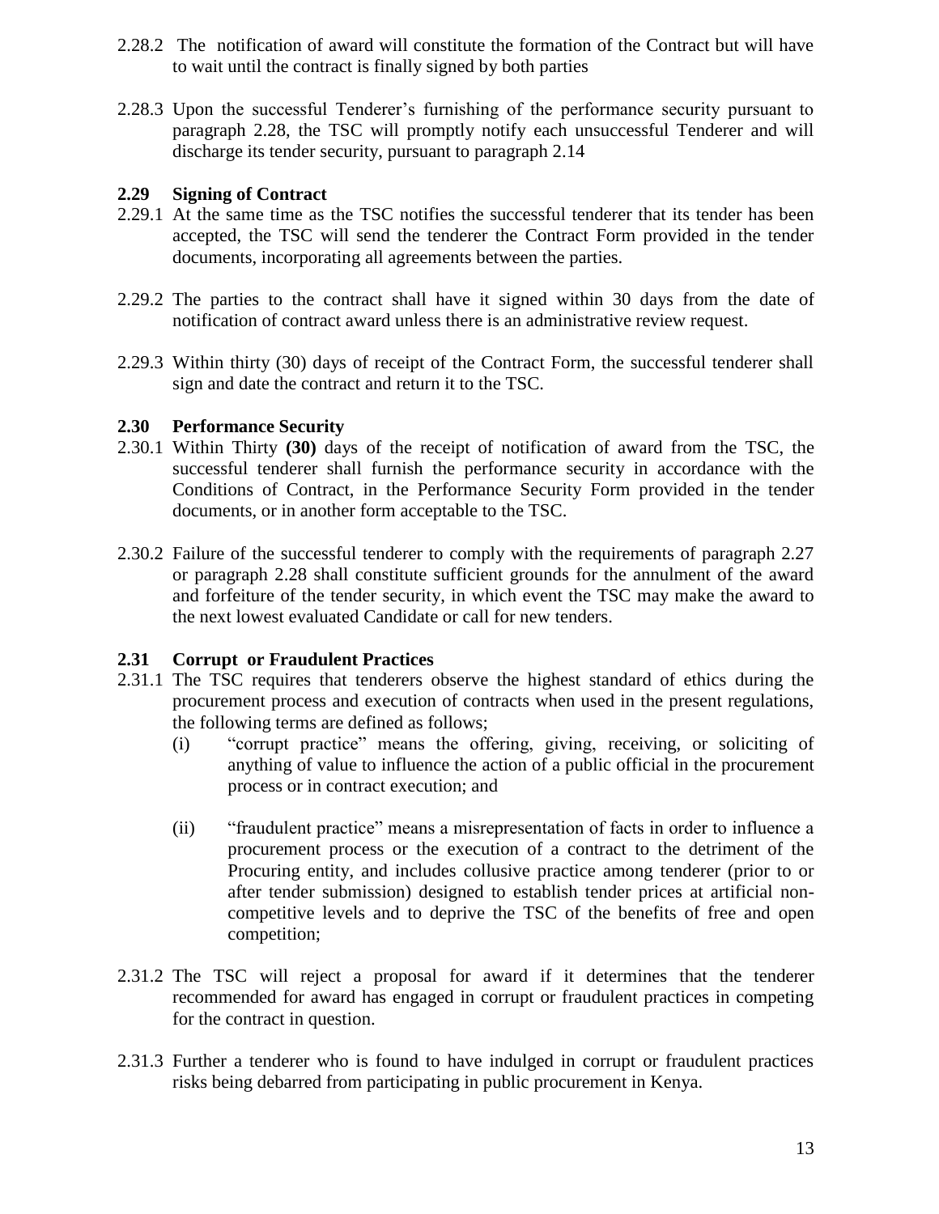2.28.2 The notification of award will constitute the formation of the Contract but will have to wait until the contract is finally signed by both parties

2.28.3 Upon the successful Tenderer's furnishing of the performance security pursuant to paragraph 2.28, the TSC will promptly notify each unsuccessful Tenderer and will discharge its tender security, pursuant to paragraph 2.14

### 2.29 Signing of Contract

2.29.1 At the same time as the TSC notifies the successful tenderer that its tender has been accepted, the TSC will send the tenderer the Contract Form provided in the tender documents, incorporating all agreements between the parties.

2.29.2 The parties to the contract shall have it signed within 30 days from the date of notification of contract award unless there is an administrative review request.

2.29.3 Within thirty (30) days of receipt of the Contract Form, the successful tenderer shall sign and date the contract and return it to the TSC.

### 2.30 Performance Security

2.30.1 Within Thirty **(30)** days of the receipt of notification of award from the TSC, the successful tenderer shall furnish the performance security in accordance with the Conditions of Contract, in the Performance Security Form provided in the tender documents, or in another form acceptable to the TSC.

2.30.2 Failure of the successful tenderer to comply with the requirements of paragraph 2.27 or paragraph 2.28 shall constitute sufficient grounds for the annulment of the award and forfeiture of the tender security, in which event the TSC may make the award to the next lowest evaluated Candidate or call for new tenders.

### 2.31 Corrupt or Fraudulent Practices

2.31.1 The TSC requires that tenderers observe the highest standard of ethics during the procurement process and execution of contracts when used in the present regulations, the following terms are defined as follows;

(i) "corrupt practice" means the offering, giving, receiving, or soliciting of anything of value to influence the action of a public official in the procurement process or in contract execution; and

(ii) "fraudulent practice" means a misrepresentation of facts in order to influence a procurement process or the execution of a contract to the detriment of the Procuring entity, and includes collusive practice among tenderer (prior to or after tender submission) designed to establish tender prices at artificial non-competitive levels and to deprive the TSC of the benefits of free and open competition;

2.31.2 The TSC will reject a proposal for award if it determines that the tenderer recommended for award has engaged in corrupt or fraudulent practices in competing for the contract in question.

2.31.3 Further a tenderer who is found to have indulged in corrupt or fraudulent practices risks being debarred from participating in public procurement in Kenya.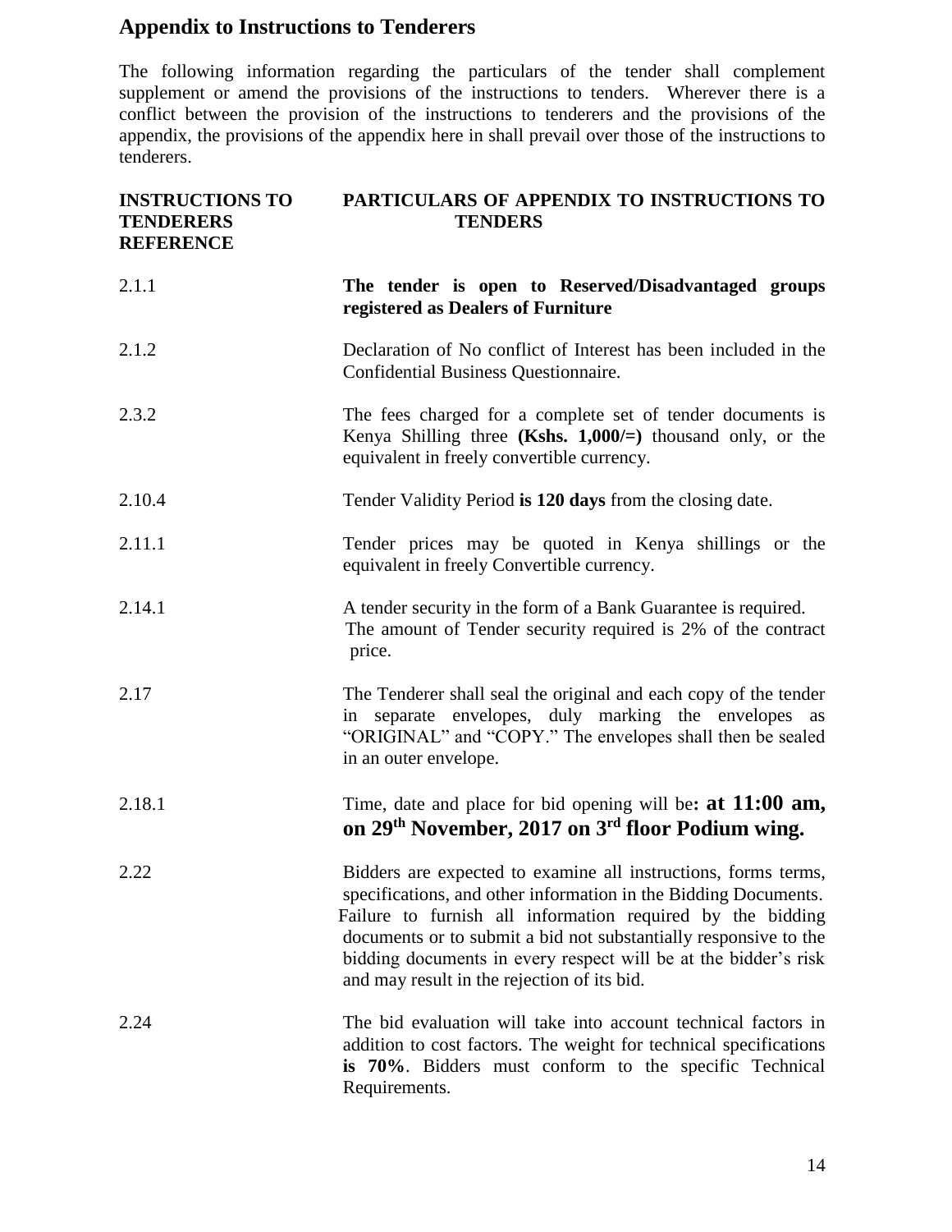## Appendix to Instructions to Tenderers

The following information regarding the particulars of the tender shall complement supplement or amend the provisions of the instructions to tenders. Wherever there is a conflict between the provision of the instructions to tenderers and the provisions of the appendix, the provisions of the appendix here in shall prevail over those of the instructions to tenderers.

| INSTRUCTIONS TO TENDERERS REFERENCE | PARTICULARS OF APPENDIX TO INSTRUCTIONS TO TENDERS |
|---|---|
| 2.1.1 | **The tender is open to Reserved/Disadvantaged groups registered as Dealers of Furniture** |
| 2.1.2 | Declaration of No conflict of Interest has been included in the Confidential Business Questionnaire. |
| 2.3.2 | The fees charged for a complete set of tender documents is Kenya Shilling three **(Kshs. 1,000/=)** thousand only, or the equivalent in freely convertible currency. |
| 2.10.4 | Tender Validity Period **is 120 days** from the closing date. |
| 2.11.1 | Tender prices may be quoted in Kenya shillings or the equivalent in freely Convertible currency. |
| 2.14.1 | A tender security in the form of a Bank Guarantee is required. The amount of Tender security required is 2% of the contract price. |
| 2.17 | The Tenderer shall seal the original and each copy of the tender in separate envelopes, duly marking the envelopes as "ORIGINAL" and "COPY." The envelopes shall then be sealed in an outer envelope. |
| 2.18.1 | Time, date and place for bid opening will be**: at 11:00 am, on 29th November, 2017 on 3rd floor Podium wing.** |
| 2.22 | Bidders are expected to examine all instructions, forms terms, specifications, and other information in the Bidding Documents. Failure to furnish all information required by the bidding documents or to submit a bid not substantially responsive to the bidding documents in every respect will be at the bidder's risk and may result in the rejection of its bid. |
| 2.24 | The bid evaluation will take into account technical factors in addition to cost factors. The weight for technical specifications **is 70%**. Bidders must conform to the specific Technical Requirements. |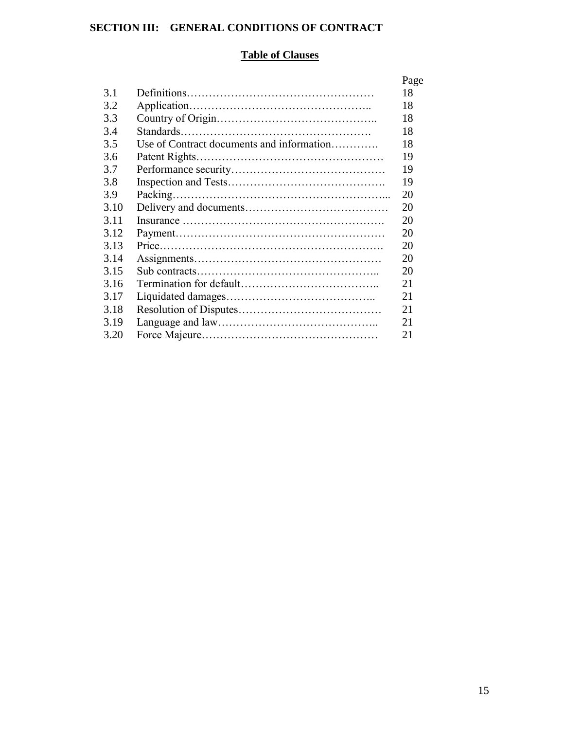# SECTION III: GENERAL CONDITIONS OF CONTRACT

## Table of Clauses

| | | Page |
|---|---|---|
| 3.1 | Definitions…………………………………………… | 18 |
| 3.2 | Application………………………………………….. | 18 |
| 3.3 | Country of Origin…………………………………….. | 18 |
| 3.4 | Standards……………………………………………. | 18 |
| 3.5 | Use of Contract documents and information…………. | 18 |
| 3.6 | Patent Rights…………………………………………… | 19 |
| 3.7 | Performance security…………………………………… | 19 |
| 3.8 | Inspection and Tests……………………………………. | 19 |
| 3.9 | Packing………………………………………………... | 20 |
| 3.10 | Delivery and documents………………………………… | 20 |
| 3.11 | Insurance ………………………………………………. | 20 |
| 3.12 | Payment…………………………………………………. | 20 |
| 3.13 | Price……………………………………………………. | 20 |
| 3.14 | Assignments…………………………………………… | 20 |
| 3.15 | Sub contracts………………………………………….. | 20 |
| 3.16 | Termination for default……………………………….. | 21 |
| 3.17 | Liquidated damages………………………………….. | 21 |
| 3.18 | Resolution of Disputes………………………………… | 21 |
| 3.19 | Language and law…………………………………….. | 21 |
| 3.20 | Force Majeure………………………………………… | 21 |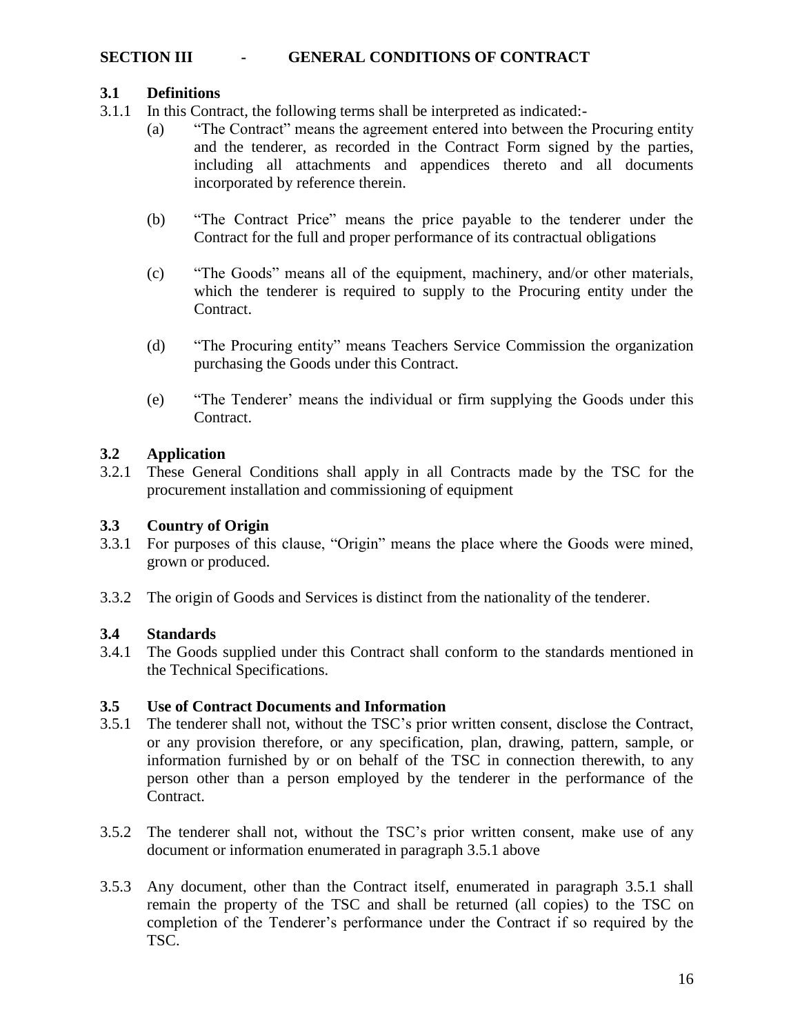## SECTION III - GENERAL CONDITIONS OF CONTRACT

### 3.1 Definitions

3.1.1 In this Contract, the following terms shall be interpreted as indicated:-

(a) "The Contract" means the agreement entered into between the Procuring entity and the tenderer, as recorded in the Contract Form signed by the parties, including all attachments and appendices thereto and all documents incorporated by reference therein.

(b) "The Contract Price" means the price payable to the tenderer under the Contract for the full and proper performance of its contractual obligations

(c) "The Goods" means all of the equipment, machinery, and/or other materials, which the tenderer is required to supply to the Procuring entity under the Contract.

(d) "The Procuring entity" means Teachers Service Commission the organization purchasing the Goods under this Contract.

(e) "The Tenderer' means the individual or firm supplying the Goods under this Contract.

### 3.2 Application

3.2.1 These General Conditions shall apply in all Contracts made by the TSC for the procurement installation and commissioning of equipment

### 3.3 Country of Origin

3.3.1 For purposes of this clause, "Origin" means the place where the Goods were mined, grown or produced.

3.3.2 The origin of Goods and Services is distinct from the nationality of the tenderer.

### 3.4 Standards

3.4.1 The Goods supplied under this Contract shall conform to the standards mentioned in the Technical Specifications.

### 3.5 Use of Contract Documents and Information

3.5.1 The tenderer shall not, without the TSC's prior written consent, disclose the Contract, or any provision therefore, or any specification, plan, drawing, pattern, sample, or information furnished by or on behalf of the TSC in connection therewith, to any person other than a person employed by the tenderer in the performance of the Contract.

3.5.2 The tenderer shall not, without the TSC's prior written consent, make use of any document or information enumerated in paragraph 3.5.1 above

3.5.3 Any document, other than the Contract itself, enumerated in paragraph 3.5.1 shall remain the property of the TSC and shall be returned (all copies) to the TSC on completion of the Tenderer's performance under the Contract if so required by the TSC.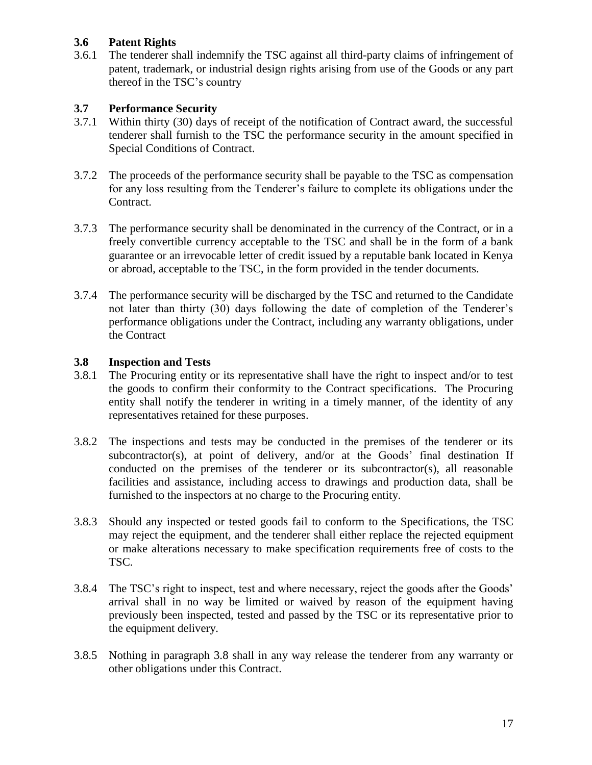### 3.6 Patent Rights

3.6.1 The tenderer shall indemnify the TSC against all third-party claims of infringement of patent, trademark, or industrial design rights arising from use of the Goods or any part thereof in the TSC's country

### 3.7 Performance Security

3.7.1 Within thirty (30) days of receipt of the notification of Contract award, the successful tenderer shall furnish to the TSC the performance security in the amount specified in Special Conditions of Contract.

3.7.2 The proceeds of the performance security shall be payable to the TSC as compensation for any loss resulting from the Tenderer's failure to complete its obligations under the Contract.

3.7.3 The performance security shall be denominated in the currency of the Contract, or in a freely convertible currency acceptable to the TSC and shall be in the form of a bank guarantee or an irrevocable letter of credit issued by a reputable bank located in Kenya or abroad, acceptable to the TSC, in the form provided in the tender documents.

3.7.4 The performance security will be discharged by the TSC and returned to the Candidate not later than thirty (30) days following the date of completion of the Tenderer's performance obligations under the Contract, including any warranty obligations, under the Contract

### 3.8 Inspection and Tests

3.8.1 The Procuring entity or its representative shall have the right to inspect and/or to test the goods to confirm their conformity to the Contract specifications. The Procuring entity shall notify the tenderer in writing in a timely manner, of the identity of any representatives retained for these purposes.

3.8.2 The inspections and tests may be conducted in the premises of the tenderer or its subcontractor(s), at point of delivery, and/or at the Goods' final destination If conducted on the premises of the tenderer or its subcontractor(s), all reasonable facilities and assistance, including access to drawings and production data, shall be furnished to the inspectors at no charge to the Procuring entity.

3.8.3 Should any inspected or tested goods fail to conform to the Specifications, the TSC may reject the equipment, and the tenderer shall either replace the rejected equipment or make alterations necessary to make specification requirements free of costs to the TSC.

3.8.4 The TSC's right to inspect, test and where necessary, reject the goods after the Goods' arrival shall in no way be limited or waived by reason of the equipment having previously been inspected, tested and passed by the TSC or its representative prior to the equipment delivery.

3.8.5 Nothing in paragraph 3.8 shall in any way release the tenderer from any warranty or other obligations under this Contract.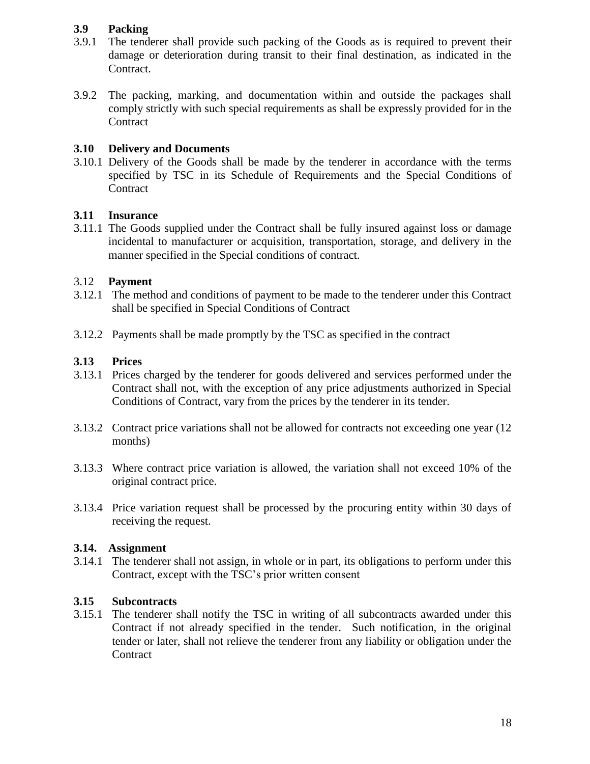### 3.9 Packing

3.9.1 The tenderer shall provide such packing of the Goods as is required to prevent their damage or deterioration during transit to their final destination, as indicated in the Contract.

3.9.2 The packing, marking, and documentation within and outside the packages shall comply strictly with such special requirements as shall be expressly provided for in the Contract

### 3.10 Delivery and Documents

3.10.1 Delivery of the Goods shall be made by the tenderer in accordance with the terms specified by TSC in its Schedule of Requirements and the Special Conditions of Contract

### 3.11 Insurance

3.11.1 The Goods supplied under the Contract shall be fully insured against loss or damage incidental to manufacturer or acquisition, transportation, storage, and delivery in the manner specified in the Special conditions of contract.

### 3.12 Payment

3.12.1 The method and conditions of payment to be made to the tenderer under this Contract shall be specified in Special Conditions of Contract

3.12.2 Payments shall be made promptly by the TSC as specified in the contract

### 3.13 Prices

3.13.1 Prices charged by the tenderer for goods delivered and services performed under the Contract shall not, with the exception of any price adjustments authorized in Special Conditions of Contract, vary from the prices by the tenderer in its tender.

3.13.2 Contract price variations shall not be allowed for contracts not exceeding one year (12 months)

3.13.3 Where contract price variation is allowed, the variation shall not exceed 10% of the original contract price.

3.13.4 Price variation request shall be processed by the procuring entity within 30 days of receiving the request.

### 3.14. Assignment

3.14.1 The tenderer shall not assign, in whole or in part, its obligations to perform under this Contract, except with the TSC's prior written consent

### 3.15 Subcontracts

3.15.1 The tenderer shall notify the TSC in writing of all subcontracts awarded under this Contract if not already specified in the tender. Such notification, in the original tender or later, shall not relieve the tenderer from any liability or obligation under the Contract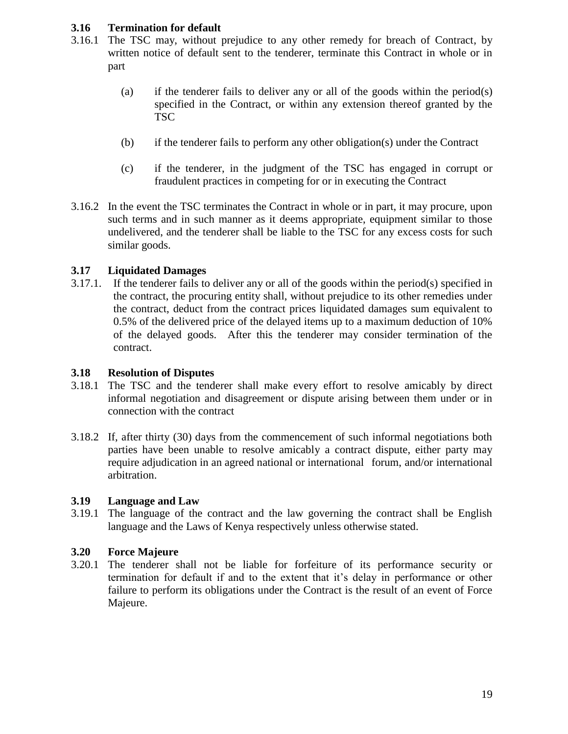### 3.16 Termination for default

3.16.1 The TSC may, without prejudice to any other remedy for breach of Contract, by written notice of default sent to the tenderer, terminate this Contract in whole or in part

- (a) if the tenderer fails to deliver any or all of the goods within the period(s) specified in the Contract, or within any extension thereof granted by the TSC
- (b) if the tenderer fails to perform any other obligation(s) under the Contract
- (c) if the tenderer, in the judgment of the TSC has engaged in corrupt or fraudulent practices in competing for or in executing the Contract

3.16.2 In the event the TSC terminates the Contract in whole or in part, it may procure, upon such terms and in such manner as it deems appropriate, equipment similar to those undelivered, and the tenderer shall be liable to the TSC for any excess costs for such similar goods.

### 3.17 Liquidated Damages

3.17.1. If the tenderer fails to deliver any or all of the goods within the period(s) specified in the contract, the procuring entity shall, without prejudice to its other remedies under the contract, deduct from the contract prices liquidated damages sum equivalent to 0.5% of the delivered price of the delayed items up to a maximum deduction of 10% of the delayed goods. After this the tenderer may consider termination of the contract.

### 3.18 Resolution of Disputes

3.18.1 The TSC and the tenderer shall make every effort to resolve amicably by direct informal negotiation and disagreement or dispute arising between them under or in connection with the contract

3.18.2 If, after thirty (30) days from the commencement of such informal negotiations both parties have been unable to resolve amicably a contract dispute, either party may require adjudication in an agreed national or international forum, and/or international arbitration.

### 3.19 Language and Law

3.19.1 The language of the contract and the law governing the contract shall be English language and the Laws of Kenya respectively unless otherwise stated.

### 3.20 Force Majeure

3.20.1 The tenderer shall not be liable for forfeiture of its performance security or termination for default if and to the extent that it's delay in performance or other failure to perform its obligations under the Contract is the result of an event of Force Majeure.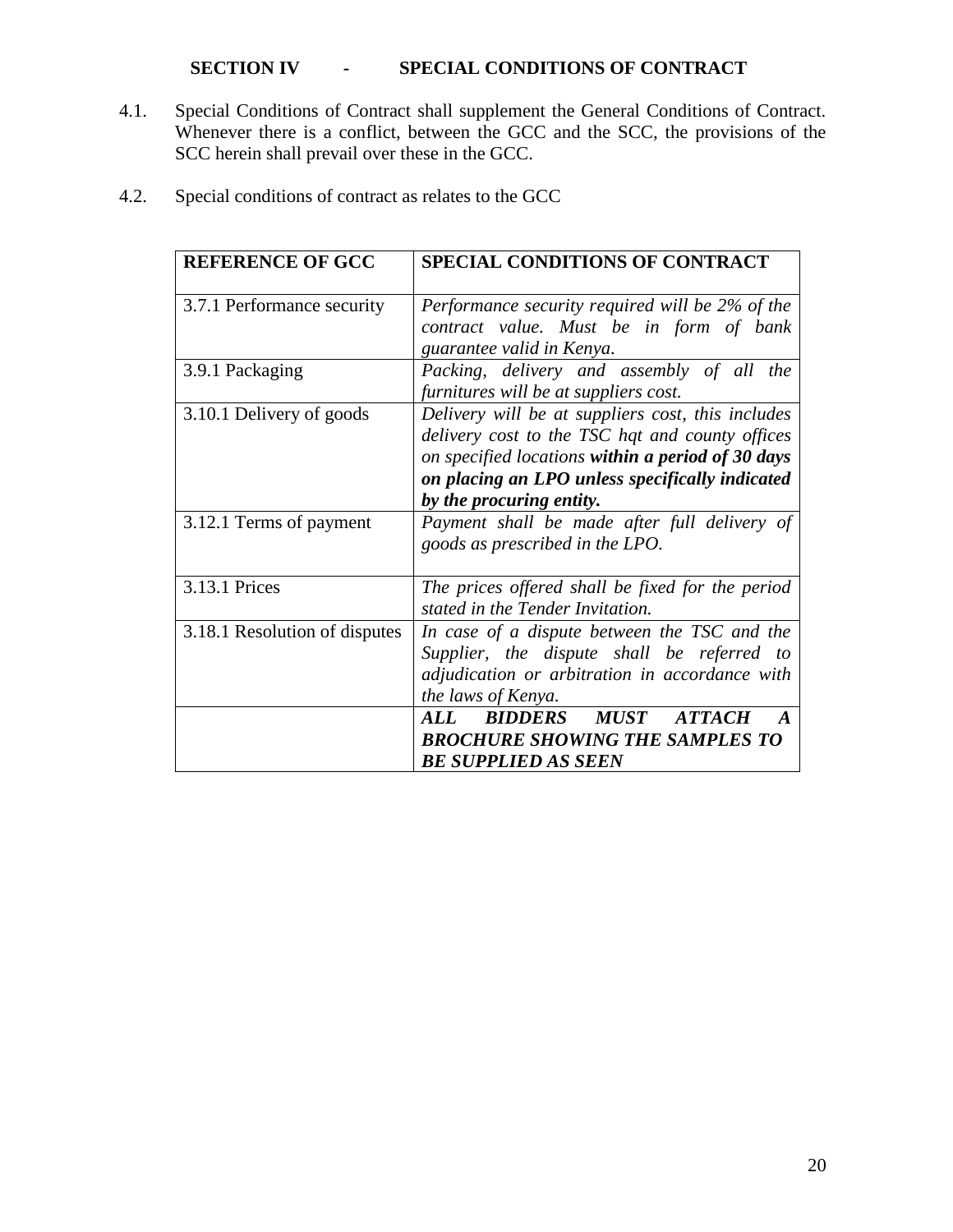## SECTION IV - SPECIAL CONDITIONS OF CONTRACT

4.1. Special Conditions of Contract shall supplement the General Conditions of Contract. Whenever there is a conflict, between the GCC and the SCC, the provisions of the SCC herein shall prevail over these in the GCC.

4.2. Special conditions of contract as relates to the GCC

| **REFERENCE OF GCC** | **SPECIAL CONDITIONS OF CONTRACT** |
|---|---|
| 3.7.1 Performance security | *Performance security required will be 2% of the contract value. Must be in form of bank guarantee valid in Kenya.* |
| 3.9.1 Packaging | *Packing, delivery and assembly of all the furnitures will be at suppliers cost.* |
| 3.10.1 Delivery of goods | *Delivery will be at suppliers cost, this includes delivery cost to the TSC hqt and county offices on specified locations **within a period of 30 days on placing an LPO unless specifically indicated by the procuring entity.*** |
| 3.12.1 Terms of payment | *Payment shall be made after full delivery of goods as prescribed in the LPO.* |
| 3.13.1 Prices | *The prices offered shall be fixed for the period stated in the Tender Invitation.* |
| 3.18.1 Resolution of disputes | *In case of a dispute between the TSC and the Supplier, the dispute shall be referred to adjudication or arbitration in accordance with the laws of Kenya.* |
| | ***ALL BIDDERS MUST ATTACH A BROCHURE SHOWING THE SAMPLES TO BE SUPPLIED AS SEEN*** |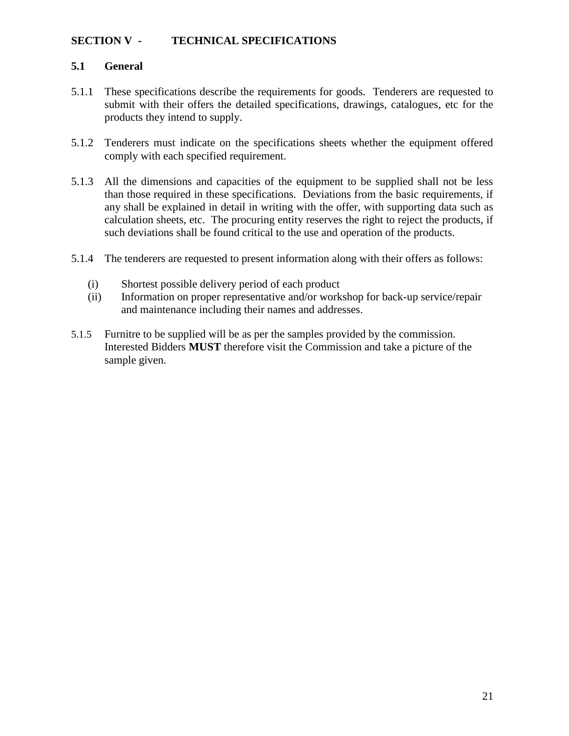## SECTION V - TECHNICAL SPECIFICATIONS

### 5.1 General

5.1.1 These specifications describe the requirements for goods. Tenderers are requested to submit with their offers the detailed specifications, drawings, catalogues, etc for the products they intend to supply.

5.1.2 Tenderers must indicate on the specifications sheets whether the equipment offered comply with each specified requirement.

5.1.3 All the dimensions and capacities of the equipment to be supplied shall not be less than those required in these specifications. Deviations from the basic requirements, if any shall be explained in detail in writing with the offer, with supporting data such as calculation sheets, etc. The procuring entity reserves the right to reject the products, if such deviations shall be found critical to the use and operation of the products.

5.1.4 The tenderers are requested to present information along with their offers as follows:

(i) Shortest possible delivery period of each product
(ii) Information on proper representative and/or workshop for back-up service/repair and maintenance including their names and addresses.

5.1.5 Furnitre to be supplied will be as per the samples provided by the commission. Interested Bidders **MUST** therefore visit the Commission and take a picture of the sample given.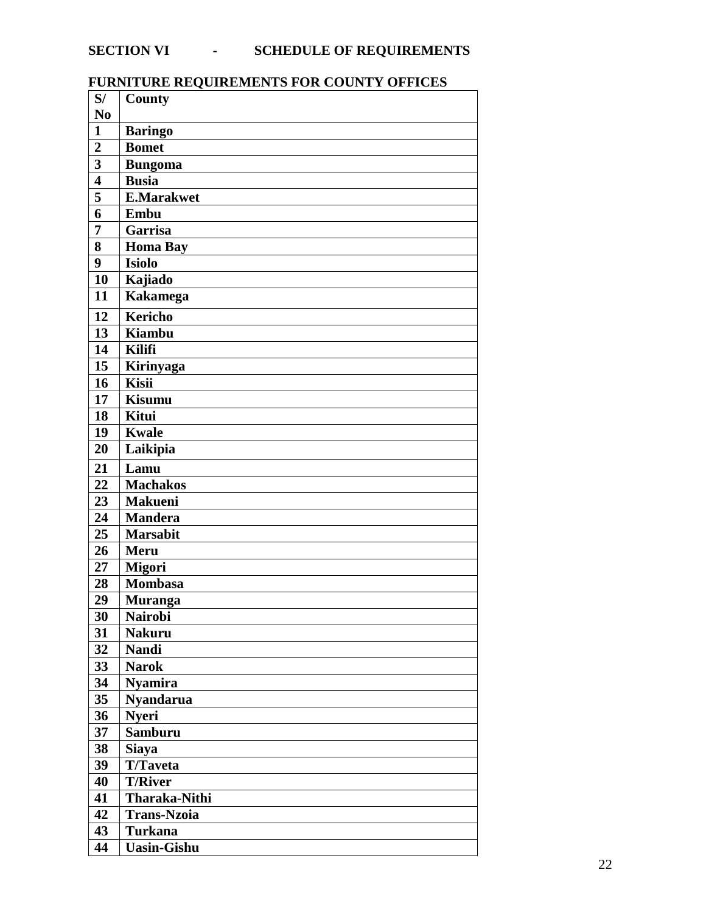## SECTION VI - SCHEDULE OF REQUIREMENTS

### FURNITURE REQUIREMENTS FOR COUNTY OFFICES

| S/ No | County |
|---|---|
| 1 | Baringo |
| 2 | Bomet |
| 3 | Bungoma |
| 4 | Busia |
| 5 | E.Marakwet |
| 6 | Embu |
| 7 | Garrisa |
| 8 | Homa Bay |
| 9 | Isiolo |
| 10 | Kajiado |
| 11 | Kakamega |
| 12 | Kericho |
| 13 | Kiambu |
| 14 | Kilifi |
| 15 | Kirinyaga |
| 16 | Kisii |
| 17 | Kisumu |
| 18 | Kitui |
| 19 | Kwale |
| 20 | Laikipia |
| 21 | Lamu |
| 22 | Machakos |
| 23 | Makueni |
| 24 | Mandera |
| 25 | Marsabit |
| 26 | Meru |
| 27 | Migori |
| 28 | Mombasa |
| 29 | Muranga |
| 30 | Nairobi |
| 31 | Nakuru |
| 32 | Nandi |
| 33 | Narok |
| 34 | Nyamira |
| 35 | Nyandarua |
| 36 | Nyeri |
| 37 | Samburu |
| 38 | Siaya |
| 39 | T/Taveta |
| 40 | T/River |
| 41 | Tharaka-Nithi |
| 42 | Trans-Nzoia |
| 43 | Turkana |
| 44 | Uasin-Gishu |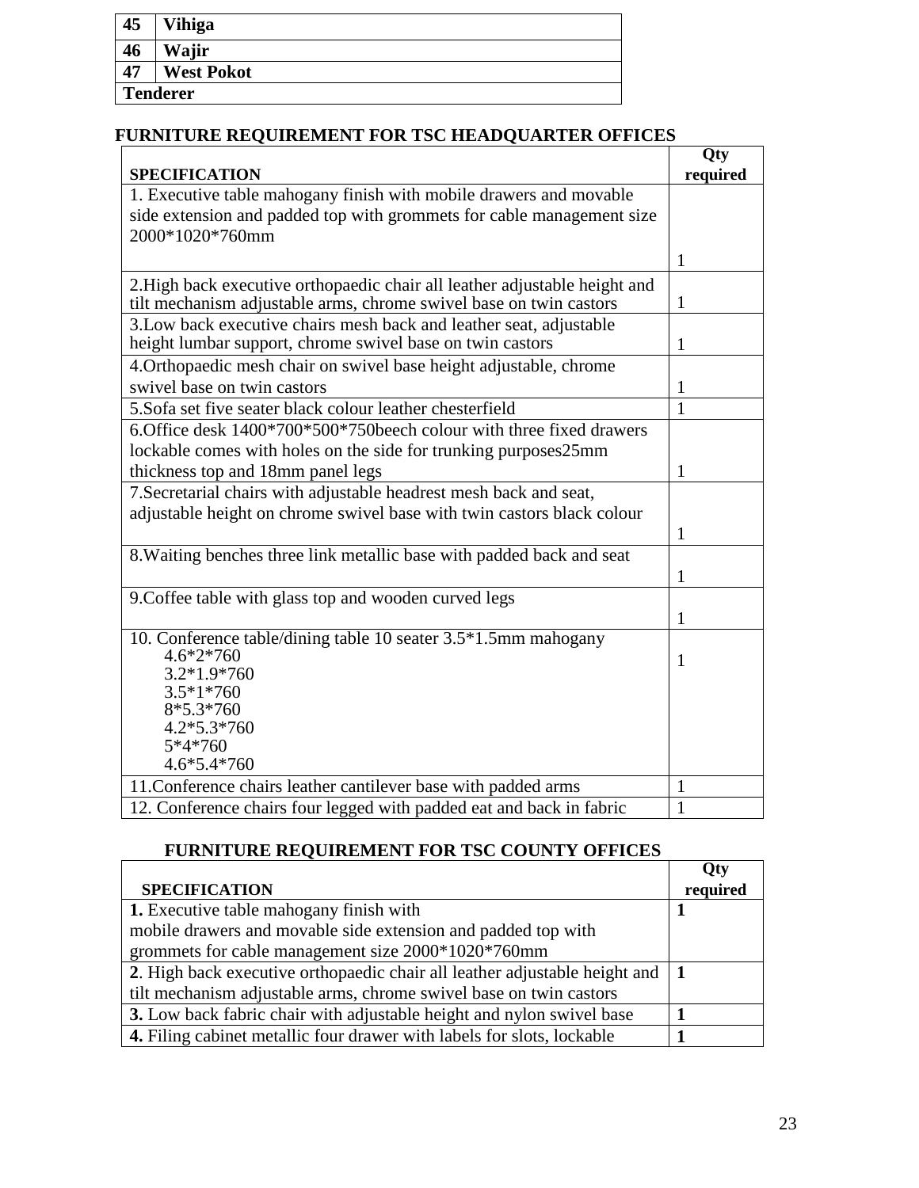| 45 | Vihiga |
|---|---|
| 46 | Wajir |
| 47 | West Pokot |
| **Tenderer** | |

## FURNITURE REQUIREMENT FOR TSC HEADQUARTER OFFICES

| SPECIFICATION | Qty required |
|---|---|
| 1. Executive table mahogany finish with mobile drawers and movable side extension and padded top with grommets for cable management size 2000*1020*760mm | 1 |
| 2.High back executive orthopaedic chair all leather adjustable height and tilt mechanism adjustable arms, chrome swivel base on twin castors | 1 |
| 3.Low back executive chairs mesh back and leather seat, adjustable height lumbar support, chrome swivel base on twin castors | 1 |
| 4.Orthopaedic mesh chair on swivel base height adjustable, chrome swivel base on twin castors | 1 |
| 5.Sofa set five seater black colour leather chesterfield | 1 |
| 6.Office desk 1400*700*500*750beech colour with three fixed drawers lockable comes with holes on the side for trunking purposes25mm thickness top and 18mm panel legs | 1 |
| 7.Secretarial chairs with adjustable headrest mesh back and seat, adjustable height on chrome swivel base with twin castors black colour | 1 |
| 8.Waiting benches three link metallic base with padded back and seat | 1 |
| 9.Coffee table with glass top and wooden curved legs | 1 |
| 10. Conference table/dining table 10 seater 3.5*1.5mm mahogany<br>4.6*2*760<br>3.2*1.9*760<br>3.5*1*760<br>8*5.3*760<br>4.2*5.3*760<br>5*4*760<br>4.6*5.4*760 | 1 |
| 11.Conference chairs leather cantilever base with padded arms | 1 |
| 12. Conference chairs four legged with padded eat and back in fabric | 1 |

## FURNITURE REQUIREMENT FOR TSC COUNTY OFFICES

| SPECIFICATION | Qty required |
|---|---|
| **1.** Executive table mahogany finish with mobile drawers and movable side extension and padded top with grommets for cable management size 2000*1020*760mm | **1** |
| **2**. High back executive orthopaedic chair all leather adjustable height and tilt mechanism adjustable arms, chrome swivel base on twin castors | **1** |
| **3.** Low back fabric chair with adjustable height and nylon swivel base | **1** |
| **4.** Filing cabinet metallic four drawer with labels for slots, lockable | **1** |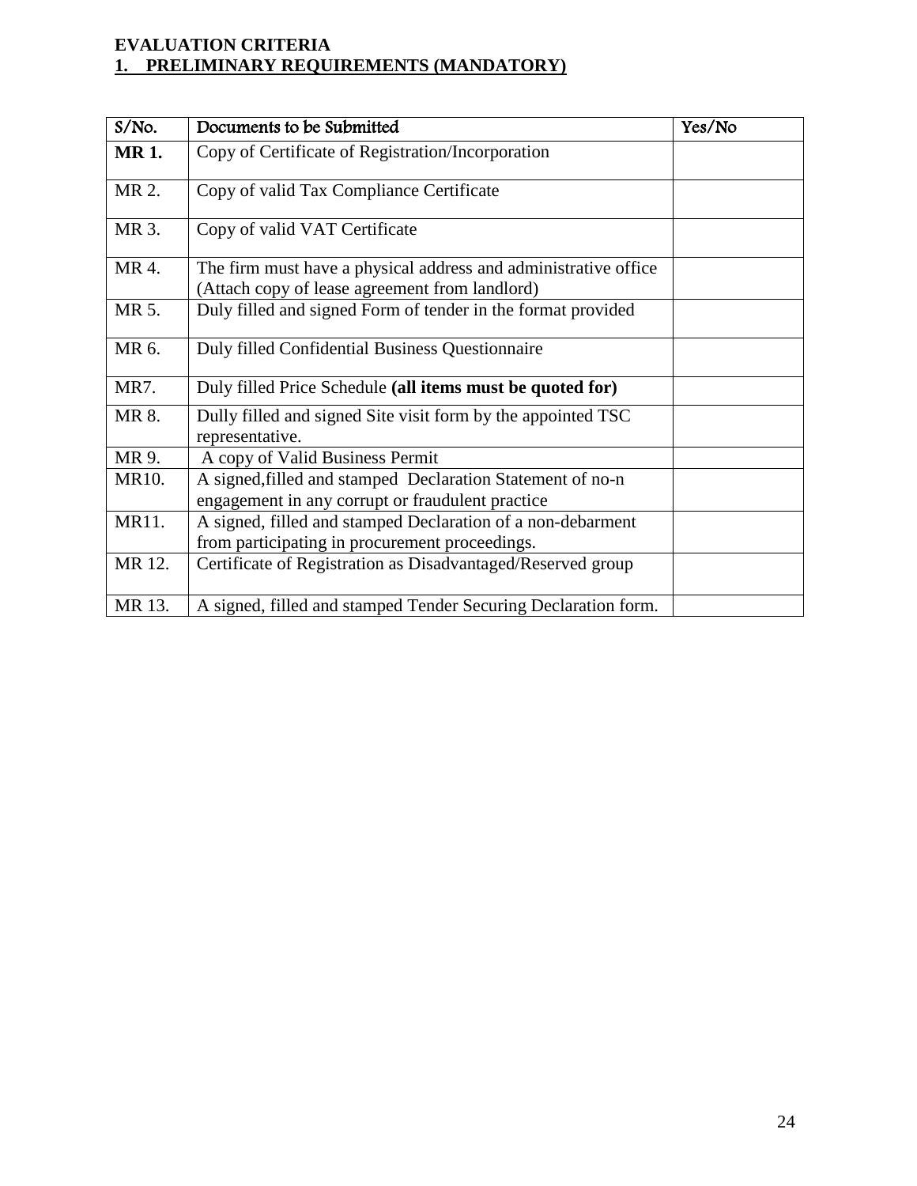**EVALUATION CRITERIA**

**1. PRELIMINARY REQUIREMENTS (MANDATORY)**

| S/No. | Documents to be Submitted | Yes/No |
|---|---|---|
| **MR 1.** | Copy of Certificate of Registration/Incorporation | |
| MR 2. | Copy of valid Tax Compliance Certificate | |
| MR 3. | Copy of valid VAT Certificate | |
| MR 4. | The firm must have a physical address and administrative office (Attach copy of lease agreement from landlord) | |
| MR 5. | Duly filled and signed Form of tender in the format provided | |
| MR 6. | Duly filled Confidential Business Questionnaire | |
| MR7. | Duly filled Price Schedule **(all items must be quoted for)** | |
| MR 8. | Dully filled and signed Site visit form by the appointed TSC representative. | |
| MR 9. | A copy of Valid Business Permit | |
| MR10. | A signed,filled and stamped Declaration Statement of no-n engagement in any corrupt or fraudulent practice | |
| MR11. | A signed, filled and stamped Declaration of a non-debarment from participating in procurement proceedings. | |
| MR 12. | Certificate of Registration as Disadvantaged/Reserved group | |
| MR 13. | A signed, filled and stamped Tender Securing Declaration form. | |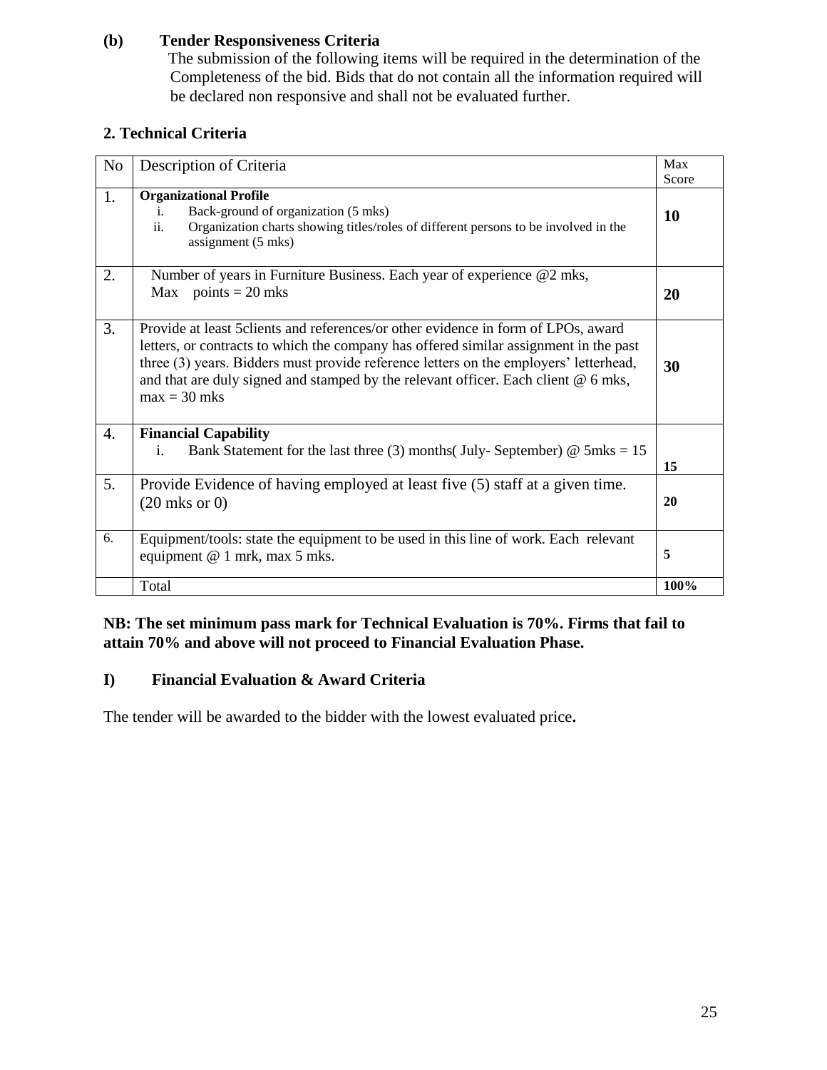**(b) Tender Responsiveness Criteria**

The submission of the following items will be required in the determination of the Completeness of the bid. Bids that do not contain all the information required will be declared non responsive and shall not be evaluated further.

**2. Technical Criteria**

| No | Description of Criteria | Max Score |
|---|---|---|
| 1. | **Organizational Profile**<br>i. Back-ground of organization (5 mks)<br>ii. Organization charts showing titles/roles of different persons to be involved in the assignment (5 mks) | **10** |
| 2. | Number of years in Furniture Business. Each year of experience @2 mks, Max points = 20 mks | **20** |
| 3. | Provide at least 5clients and references/or other evidence in form of LPOs, award letters, or contracts to which the company has offered similar assignment in the past three (3) years. Bidders must provide reference letters on the employers' letterhead, and that are duly signed and stamped by the relevant officer. Each client @ 6 mks, max = 30 mks | **30** |
| 4. | **Financial Capability**<br>i. Bank Statement for the last three (3) months( July- September) @ 5mks = 15 | **15** |
| 5. | Provide Evidence of having employed at least five (5) staff at a given time. (20 mks or 0) | **20** |
| 6. | Equipment/tools: state the equipment to be used in this line of work. Each relevant equipment @ 1 mrk, max 5 mks. | **5** |
| | Total | **100%** |

**NB: The set minimum pass mark for Technical Evaluation is 70%. Firms that fail to attain 70% and above will not proceed to Financial Evaluation Phase.**

**I) Financial Evaluation & Award Criteria**

The tender will be awarded to the bidder with the lowest evaluated price**.**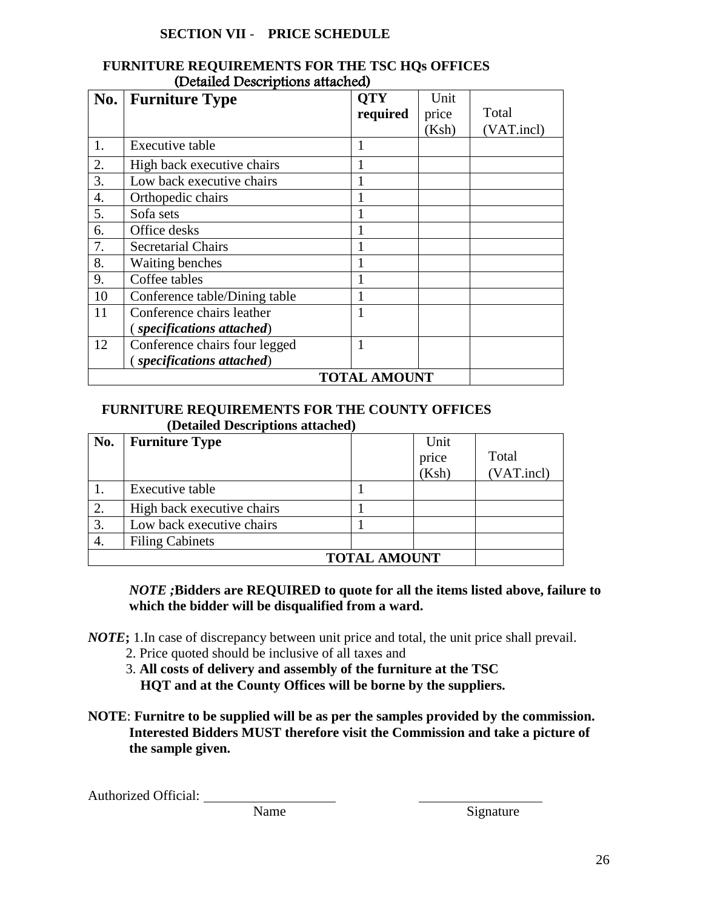## SECTION VII - PRICE SCHEDULE

### FURNITURE REQUIREMENTS FOR THE TSC HQs OFFICES
(Detailed Descriptions attached)

| No. | Furniture Type | QTY required | Unit price (Ksh) | Total (VAT.incl) |
|---|---|---|---|---|
| 1. | Executive table | 1 | | |
| 2. | High back executive chairs | 1 | | |
| 3. | Low back executive chairs | 1 | | |
| 4. | Orthopedic chairs | 1 | | |
| 5. | Sofa sets | 1 | | |
| 6. | Office desks | 1 | | |
| 7. | Secretarial Chairs | 1 | | |
| 8. | Waiting benches | 1 | | |
| 9. | Coffee tables | 1 | | |
| 10 | Conference table/Dining table | 1 | | |
| 11 | Conference chairs leather ( *specifications attached*) | 1 | | |
| 12 | Conference chairs four legged ( *specifications attached*) | 1 | | |
| | **TOTAL AMOUNT** | | | |

### FURNITURE REQUIREMENTS FOR THE COUNTY OFFICES
**(Detailed Descriptions attached)**

| No. | Furniture Type | | Unit price (Ksh) | Total (VAT.incl) |
|---|---|---|---|---|
| 1. | Executive table | 1 | | |
| 2. | High back executive chairs | 1 | | |
| 3. | Low back executive chairs | 1 | | |
| 4. | Filing Cabinets | | | |
| | **TOTAL AMOUNT** | | | |

***NOTE ;*Bidders are REQUIRED to quote for all the items listed above, failure to which the bidder will be disqualified from a ward.**

***NOTE*;** 1.In case of discrepancy between unit price and total, the unit price shall prevail.
2. Price quoted should be inclusive of all taxes and
3. **All costs of delivery and assembly of the furniture at the TSC HQT and at the County Offices will be borne by the suppliers.**

**NOTE**: **Furnitre to be supplied will be as per the samples provided by the commission. Interested Bidders MUST therefore visit the Commission and take a picture of the sample given.**

Authorized Official: ____________________ ____________________
Name Signature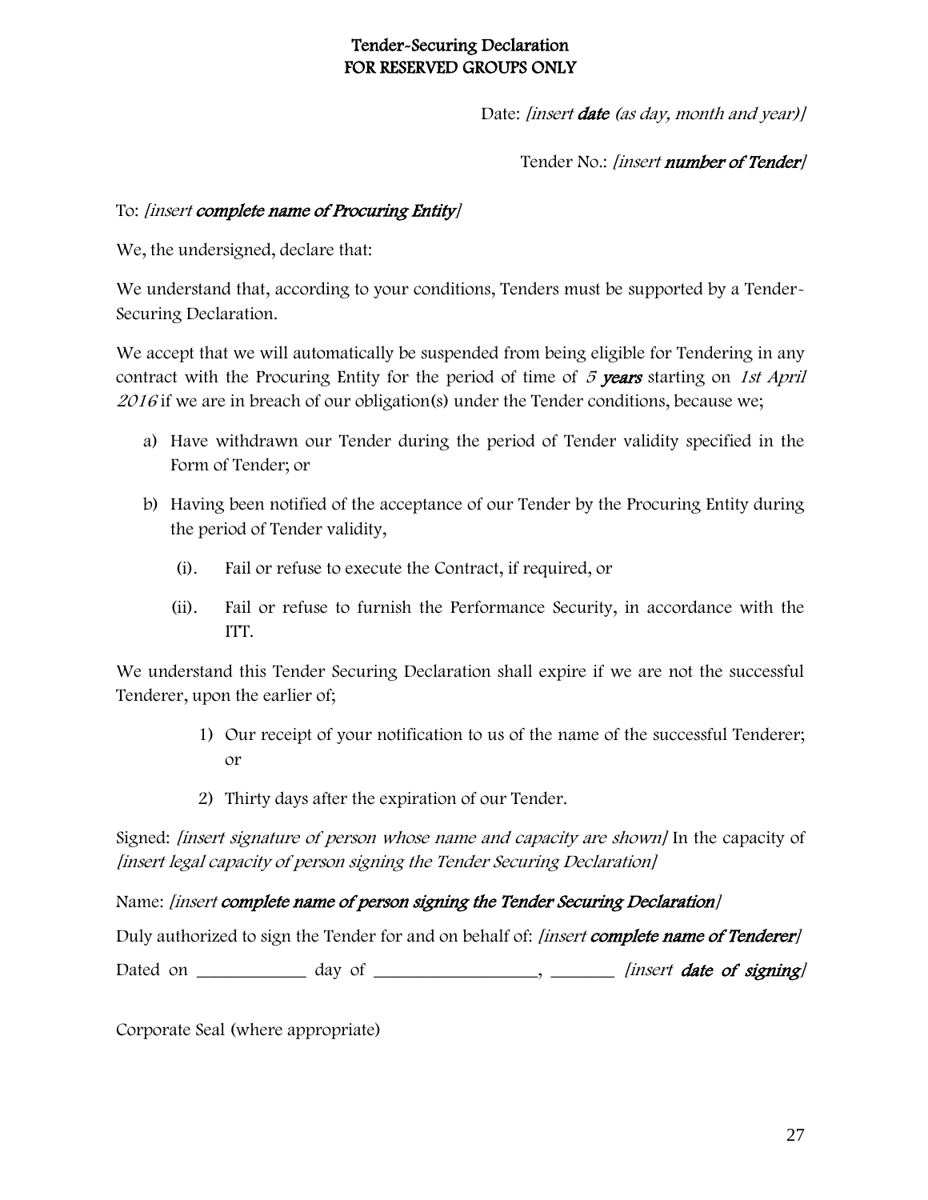# Tender-Securing Declaration
## FOR RESERVED GROUPS ONLY

Date: *[insert **date** (as day, month and year)]*

Tender No.: *[insert **number of Tender**]*

To: *[insert **complete name of Procuring Entity**]*

We, the undersigned, declare that:

We understand that, according to your conditions, Tenders must be supported by a Tender-Securing Declaration.

We accept that we will automatically be suspended from being eligible for Tendering in any contract with the Procuring Entity for the period of time of *5 **years*** starting on *1st April 2016* if we are in breach of our obligation(s) under the Tender conditions, because we;

a) Have withdrawn our Tender during the period of Tender validity specified in the Form of Tender; or

b) Having been notified of the acceptance of our Tender by the Procuring Entity during the period of Tender validity,

   (i). Fail or refuse to execute the Contract, if required, or

   (ii). Fail or refuse to furnish the Performance Security, in accordance with the ITT.

We understand this Tender Securing Declaration shall expire if we are not the successful Tenderer, upon the earlier of;

1) Our receipt of your notification to us of the name of the successful Tenderer; or
2) Thirty days after the expiration of our Tender.

Signed: *[insert signature of person whose name and capacity are shown]* In the capacity of *[insert legal capacity of person signing the Tender Securing Declaration]*

Name: *[insert **complete name of person signing the Tender Securing Declaration**]*

Duly authorized to sign the Tender for and on behalf of: *[insert **complete name of Tenderer**]*

Dated on ____________ day of __________________, _______ *[insert **date of signing**]*

Corporate Seal (where appropriate)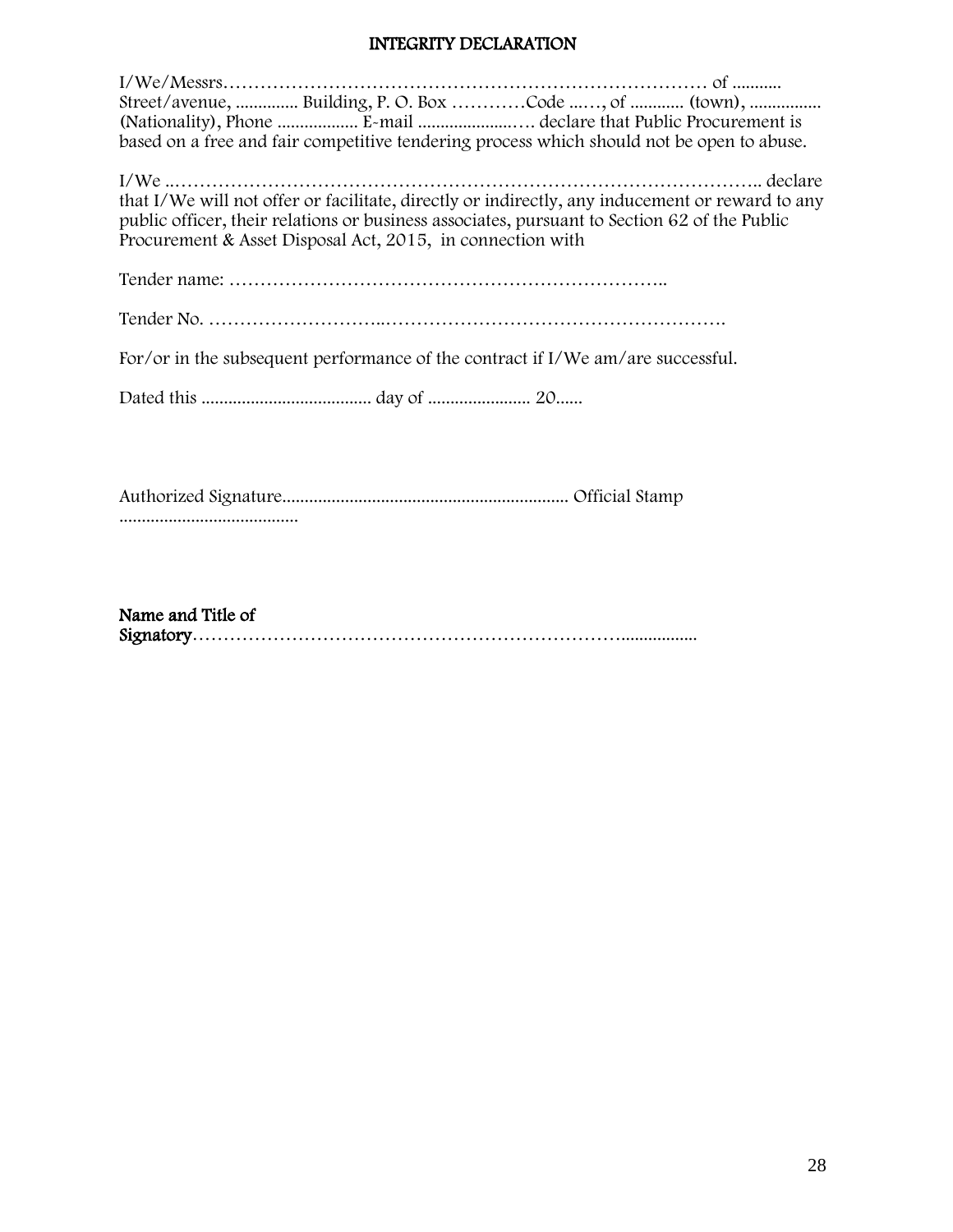## INTEGRITY DECLARATION

I/We/Messrs………………………………………………………………………… of ........... Street/avenue, .............. Building, P. O. Box …………Code ...…, of ............ (town), ................ (Nationality), Phone .................. E-mail ......................…. declare that Public Procurement is based on a free and fair competitive tendering process which should not be open to abuse.

I/We ..…………………………………………………………………………………….. declare that I/We will not offer or facilitate, directly or indirectly, any inducement or reward to any public officer, their relations or business associates, pursuant to Section 62 of the Public Procurement & Asset Disposal Act, 2015, in connection with

Tender name: ……………………………………………………………..

Tender No. ………………………..……………………………………………….

For/or in the subsequent performance of the contract if I/We am/are successful.

Dated this ...................................... day of ....................... 20......

Authorized Signature............................................................... Official Stamp ........................................

**Name and Title of Signatory**…………………………………………………………….................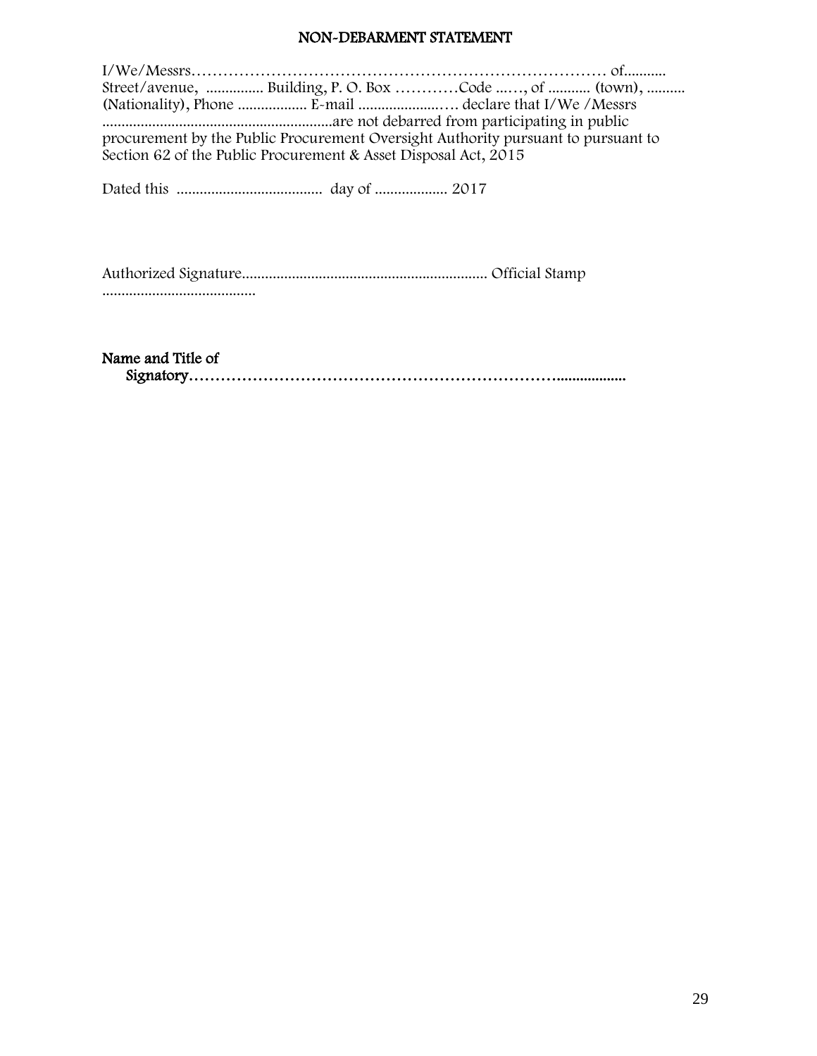# NON-DEBARMENT STATEMENT

I/We/Messrs………………………………………………………………………… of........... Street/avenue, ............... Building, P. O. Box …………Code ...…, of ........... (town), .......... (Nationality), Phone .................. E-mail .....................…. declare that I/We /Messrs ............................................................are not debarred from participating in public procurement by the Public Procurement Oversight Authority pursuant to pursuant to Section 62 of the Public Procurement & Asset Disposal Act, 2015

Dated this ...................................... day of ................... 2017

Authorized Signature............................................................... Official Stamp ........................................

**Name and Title of Signatory……………………………………………………………..................**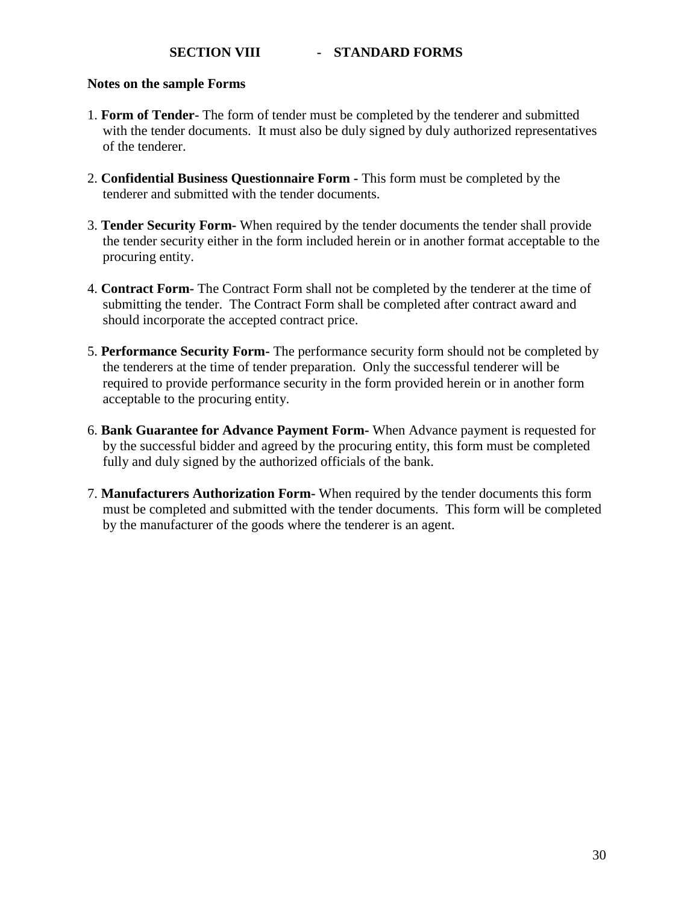## SECTION VIII - STANDARD FORMS

**Notes on the sample Forms**

1. **Form of Tender-** The form of tender must be completed by the tenderer and submitted with the tender documents. It must also be duly signed by duly authorized representatives of the tenderer.

2. **Confidential Business Questionnaire Form -** This form must be completed by the tenderer and submitted with the tender documents.

3. **Tender Security Form-** When required by the tender documents the tender shall provide the tender security either in the form included herein or in another format acceptable to the procuring entity.

4. **Contract Form-** The Contract Form shall not be completed by the tenderer at the time of submitting the tender. The Contract Form shall be completed after contract award and should incorporate the accepted contract price.

5. **Performance Security Form-** The performance security form should not be completed by the tenderers at the time of tender preparation. Only the successful tenderer will be required to provide performance security in the form provided herein or in another form acceptable to the procuring entity.

6. **Bank Guarantee for Advance Payment Form-** When Advance payment is requested for by the successful bidder and agreed by the procuring entity, this form must be completed fully and duly signed by the authorized officials of the bank.

7. **Manufacturers Authorization Form-** When required by the tender documents this form must be completed and submitted with the tender documents. This form will be completed by the manufacturer of the goods where the tenderer is an agent.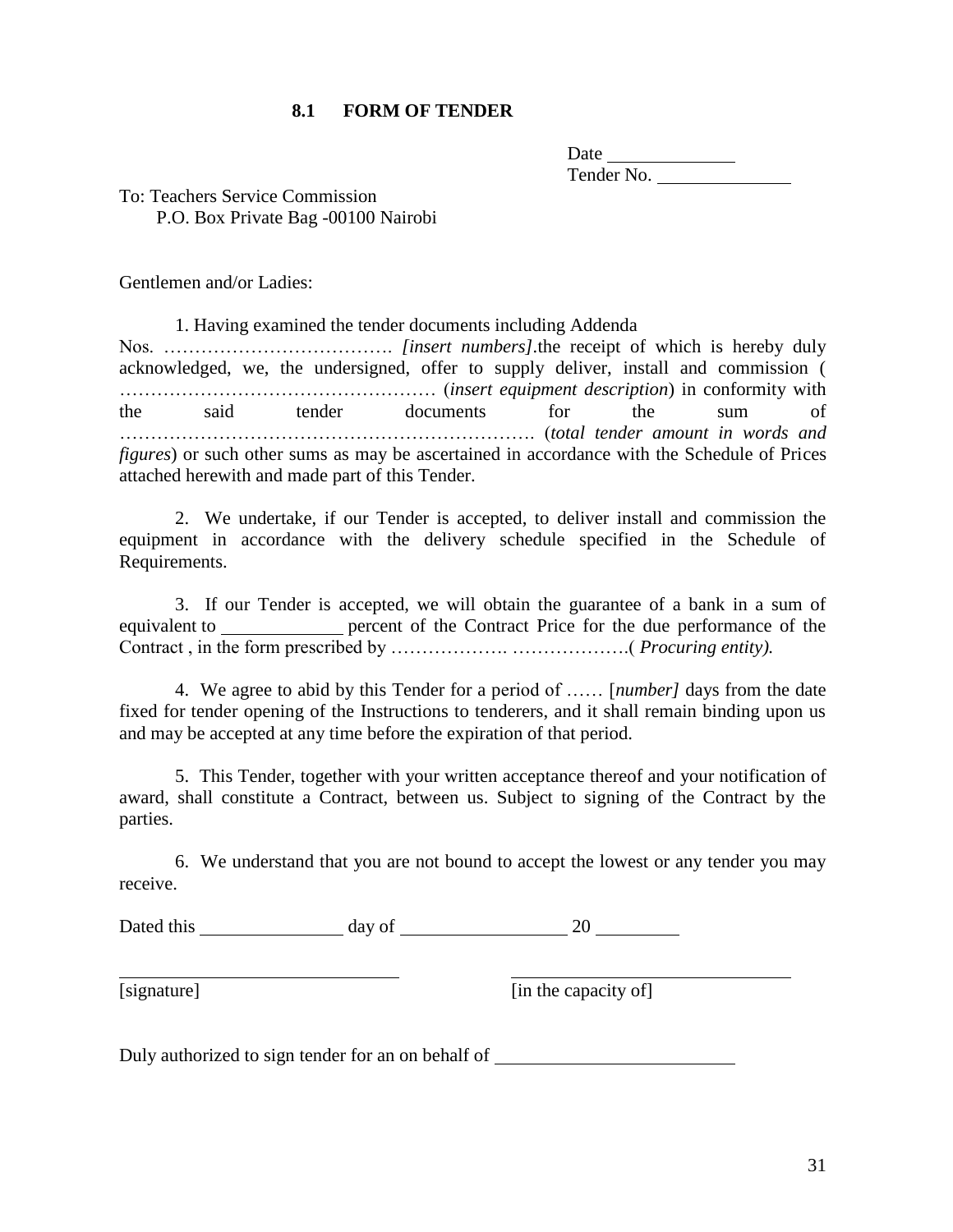### 8.1 FORM OF TENDER

Date \_\_\_\_\_\_\_\_\_\_\_\_\_
Tender No. \_\_\_\_\_\_\_\_\_\_\_\_\_\_

To: Teachers Service Commission
P.O. Box Private Bag -00100 Nairobi

Gentlemen and/or Ladies:

1. Having examined the tender documents including Addenda Nos. ………………………………. *[insert numbers]*.the receipt of which is hereby duly acknowledged, we, the undersigned, offer to supply deliver, install and commission ( …………………………………………… (*insert equipment description*) in conformity with the said tender documents for the sum of ……………………………………………………………. (*total tender amount in words and figures*) or such other sums as may be ascertained in accordance with the Schedule of Prices attached herewith and made part of this Tender.

2. We undertake, if our Tender is accepted, to deliver install and commission the equipment in accordance with the delivery schedule specified in the Schedule of Requirements.

3. If our Tender is accepted, we will obtain the guarantee of a bank in a sum of equivalent to \_\_\_\_\_\_\_\_\_\_\_\_ percent of the Contract Price for the due performance of the Contract , in the form prescribed by ………………. ……………….( *Procuring entity).*

4. We agree to abid by this Tender for a period of …… [*number]* days from the date fixed for tender opening of the Instructions to tenderers, and it shall remain binding upon us and may be accepted at any time before the expiration of that period.

5. This Tender, together with your written acceptance thereof and your notification of award, shall constitute a Contract, between us. Subject to signing of the Contract by the parties.

6. We understand that you are not bound to accept the lowest or any tender you may receive.

Dated this \_\_\_\_\_\_\_\_\_\_\_\_\_\_\_ day of \_\_\_\_\_\_\_\_\_\_\_\_\_\_\_\_\_\_ 20 \_\_\_\_\_\_\_\_\_

\_\_\_\_\_\_\_\_\_\_\_\_\_\_\_\_\_\_\_\_\_\_\_\_\_\_\_\_\_ \_\_\_\_\_\_\_\_\_\_\_\_\_\_\_\_\_\_\_\_\_\_\_\_\_\_\_\_\_
[signature] [in the capacity of]

Duly authorized to sign tender for an on behalf of \_\_\_\_\_\_\_\_\_\_\_\_\_\_\_\_\_\_\_\_\_\_\_\_\_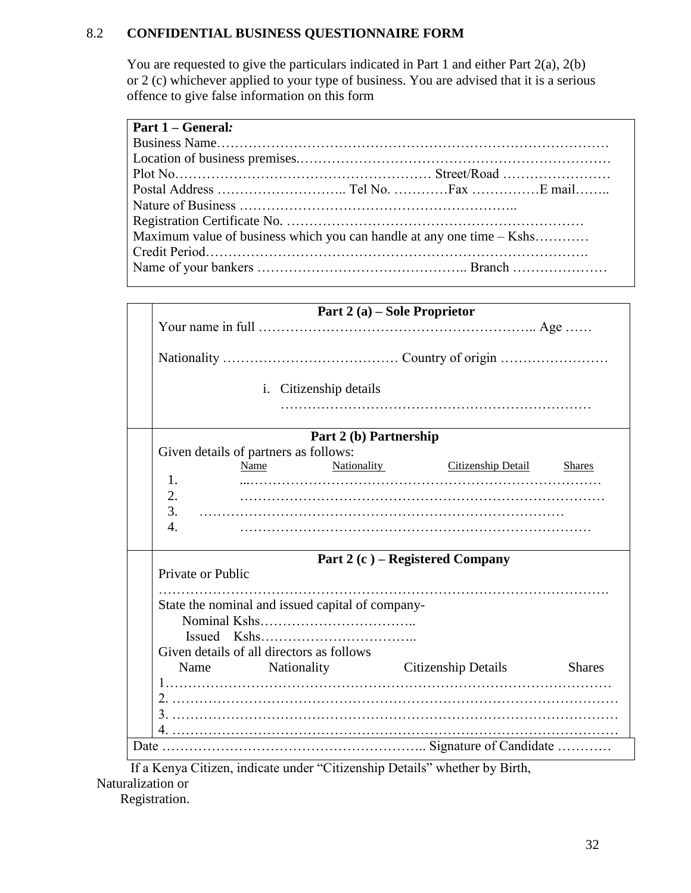8.2 **CONFIDENTIAL BUSINESS QUESTIONNAIRE FORM**

You are requested to give the particulars indicated in Part 1 and either Part 2(a), 2(b) or 2 (c) whichever applied to your type of business. You are advised that it is a serious offence to give false information on this form

**Part 1 – General*:***

Business Name…………………………………………………………………………

Location of business premises.…………………………………………………………

Plot No………………………………………………… Street/Road ……………………

Postal Address ……………………….. Tel No. …………Fax ……………E mail……..

Nature of Business ……………………………………………………..

Registration Certificate No. ………………………………………………………….

Maximum value of business which you can handle at any one time – Kshs…………

Credit Period……………………………………………………………………….

Name of your bankers …………………………………….. Branch …………………

**Part 2 (a) – Sole Proprietor**

Your name in full …………………………………………………….. Age ……

Nationality ………………………………… Country of origin ……………………

i. Citizenship details ……………………………………………………………

**Part 2 (b) Partnership**

Given details of partners as follows:

| | Name | Nationality | Citizenship Detail | Shares |
|---|---|---|---|---|
| 1. | ...……………………… | | | |
| 2. | ……………………… | | | |
| 3. | ……………………… | | | |
| 4. | ……………………… | | | |

**Part 2 (c ) – Registered Company**

Private or Public

……………………………………………………………………………………….

State the nominal and issued capital of company-

Nominal Kshs……………………………..

Issued Kshs……………………………..

Given details of all directors as follows

| | Name | Nationality | Citizenship Details | Shares |
|---|---|---|---|---|
| 1. | ……………………… | | | |
| 2. | ……………………… | | | |
| 3. | ……………………… | | | |
| 4. | ……………………… | | | |

Date ……………………………………………….. Signature of Candidate …………

If a Kenya Citizen, indicate under "Citizenship Details" whether by Birth, Naturalization or Registration.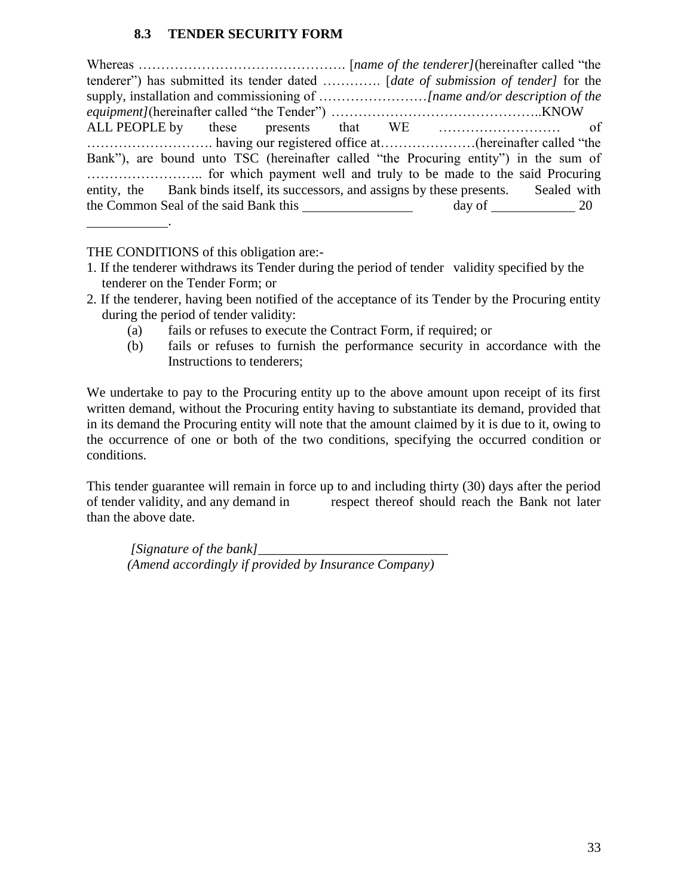### 8.3 TENDER SECURITY FORM

Whereas ………………………………………. [*name of the tenderer]*(hereinafter called "the tenderer") has submitted its tender dated …………. [*date of submission of tender]* for the supply, installation and commissioning of ……………………*[name and/or description of the equipment]*(hereinafter called "the Tender") ………………………………………..KNOW ALL PEOPLE by these presents that WE ……………………… of ………………………. having our registered office at…………………(hereinafter called "the Bank"), are bound unto TSC (hereinafter called "the Procuring entity") in the sum of …………………….. for which payment well and truly to be made to the said Procuring entity, the Bank binds itself, its successors, and assigns by these presents. Sealed with the Common Seal of the said Bank this ______________ day of ___________ 20 ___________.

THE CONDITIONS of this obligation are:-

1. If the tenderer withdraws its Tender during the period of tender validity specified by the tenderer on the Tender Form; or
2. If the tenderer, having been notified of the acceptance of its Tender by the Procuring entity during the period of tender validity:
   (a) fails or refuses to execute the Contract Form, if required; or
   (b) fails or refuses to furnish the performance security in accordance with the Instructions to tenderers;

We undertake to pay to the Procuring entity up to the above amount upon receipt of its first written demand, without the Procuring entity having to substantiate its demand, provided that in its demand the Procuring entity will note that the amount claimed by it is due to it, owing to the occurrence of one or both of the two conditions, specifying the occurred condition or conditions.

This tender guarantee will remain in force up to and including thirty (30) days after the period of tender validity, and any demand in respect thereof should reach the Bank not later than the above date.

*[Signature of the bank]*___________________________
*(Amend accordingly if provided by Insurance Company)*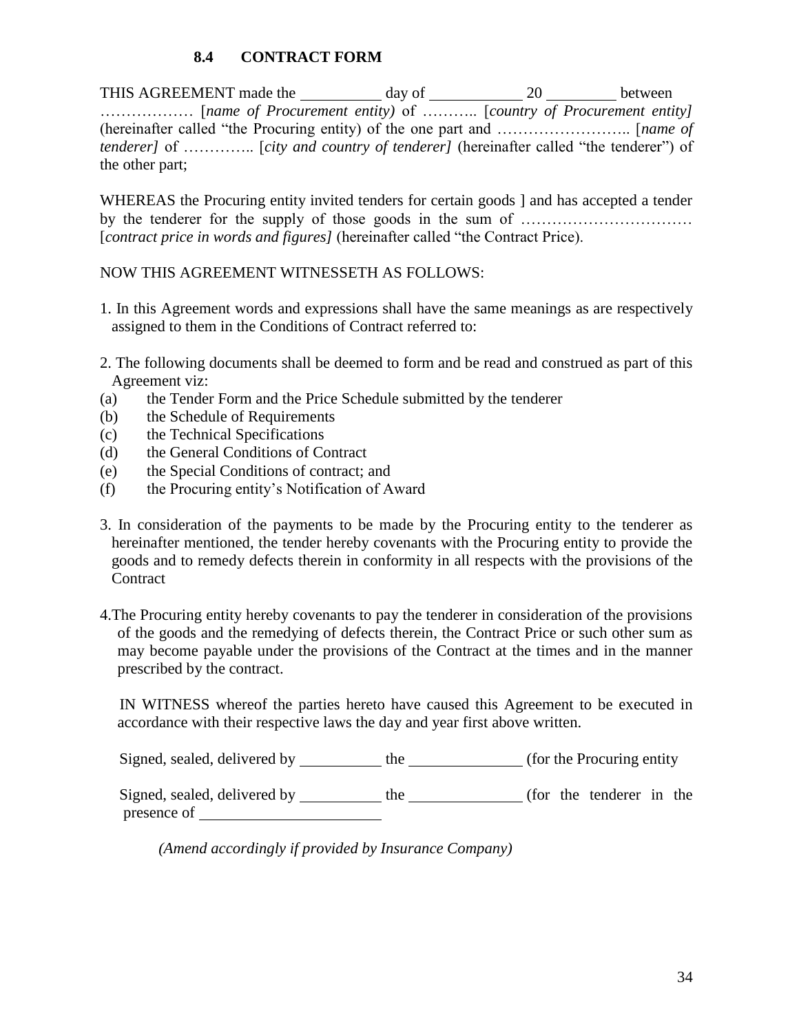### 8.4 CONTRACT FORM

THIS AGREEMENT made the __________ day of ____________ 20 _________ between ……………… [*name of Procurement entity)* of ……….. [*country of Procurement entity]* (hereinafter called "the Procuring entity) of the one part and …………………….. [*name of tenderer]* of ………….. [*city and country of tenderer]* (hereinafter called "the tenderer") of the other part;

WHEREAS the Procuring entity invited tenders for certain goods ] and has accepted a tender by the tenderer for the supply of those goods in the sum of …………………………… [*contract price in words and figures]* (hereinafter called "the Contract Price).

NOW THIS AGREEMENT WITNESSETH AS FOLLOWS:

1. In this Agreement words and expressions shall have the same meanings as are respectively assigned to them in the Conditions of Contract referred to:

2. The following documents shall be deemed to form and be read and construed as part of this Agreement viz:

(a) the Tender Form and the Price Schedule submitted by the tenderer
(b) the Schedule of Requirements
(c) the Technical Specifications
(d) the General Conditions of Contract
(e) the Special Conditions of contract; and
(f) the Procuring entity's Notification of Award

3. In consideration of the payments to be made by the Procuring entity to the tenderer as hereinafter mentioned, the tender hereby covenants with the Procuring entity to provide the goods and to remedy defects therein in conformity in all respects with the provisions of the Contract

4. The Procuring entity hereby covenants to pay the tenderer in consideration of the provisions of the goods and the remedying of defects therein, the Contract Price or such other sum as may become payable under the provisions of the Contract at the times and in the manner prescribed by the contract.

IN WITNESS whereof the parties hereto have caused this Agreement to be executed in accordance with their respective laws the day and year first above written.

Signed, sealed, delivered by __________ the ______________ (for the Procuring entity

Signed, sealed, delivered by __________ the ______________ (for the tenderer in the presence of ______________________

*(Amend accordingly if provided by Insurance Company)*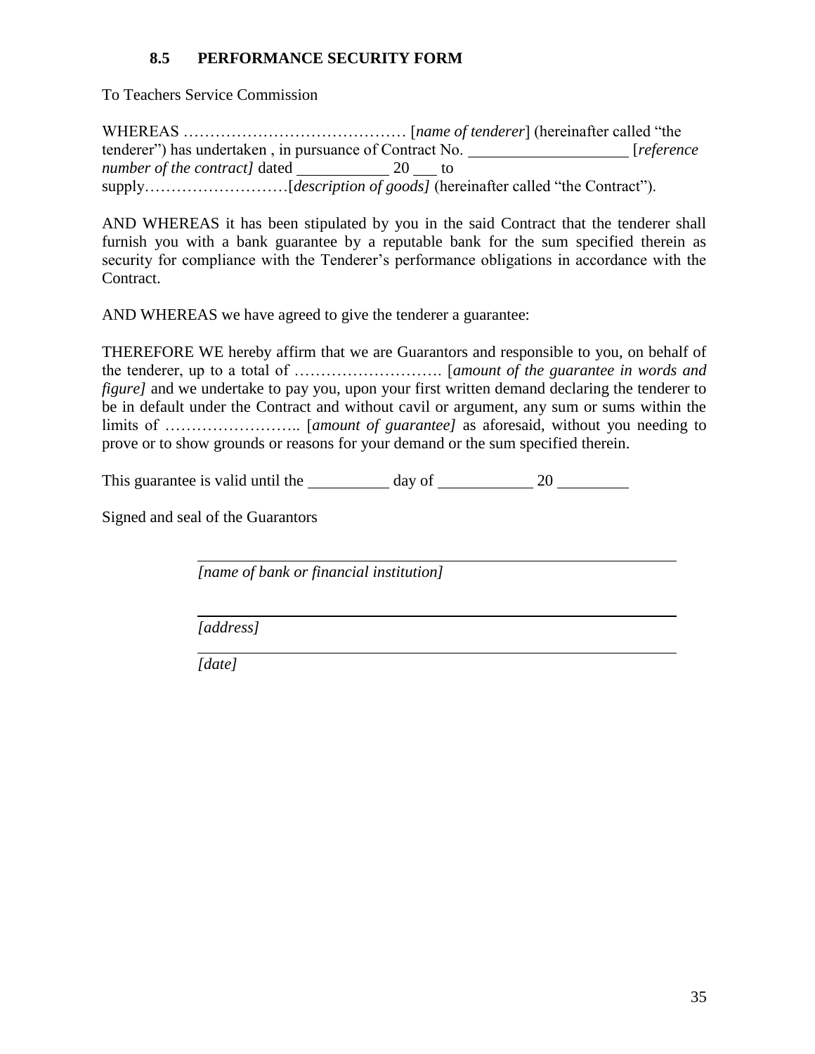### 8.5 PERFORMANCE SECURITY FORM

To Teachers Service Commission

WHEREAS …………………………………… [*name of tenderer*] (hereinafter called "the tenderer") has undertaken , in pursuance of Contract No. ____________________ [*reference number of the contract]* dated ___________ 20 ___ to supply………………………[*description of goods]* (hereinafter called "the Contract").

AND WHEREAS it has been stipulated by you in the said Contract that the tenderer shall furnish you with a bank guarantee by a reputable bank for the sum specified therein as security for compliance with the Tenderer's performance obligations in accordance with the Contract.

AND WHEREAS we have agreed to give the tenderer a guarantee:

THEREFORE WE hereby affirm that we are Guarantors and responsible to you, on behalf of the tenderer, up to a total of ………………………. [*amount of the guarantee in words and figure]* and we undertake to pay you, upon your first written demand declaring the tenderer to be in default under the Contract and without cavil or argument, any sum or sums within the limits of …………………….. [*amount of guarantee]* as aforesaid, without you needing to prove or to show grounds or reasons for your demand or the sum specified therein.

This guarantee is valid until the __________ day of ____________ 20 _________

Signed and seal of the Guarantors

_______________________________________________

*[name of bank or financial institution]*

_______________________________________________

*[address]*

_______________________________________________

*[date]*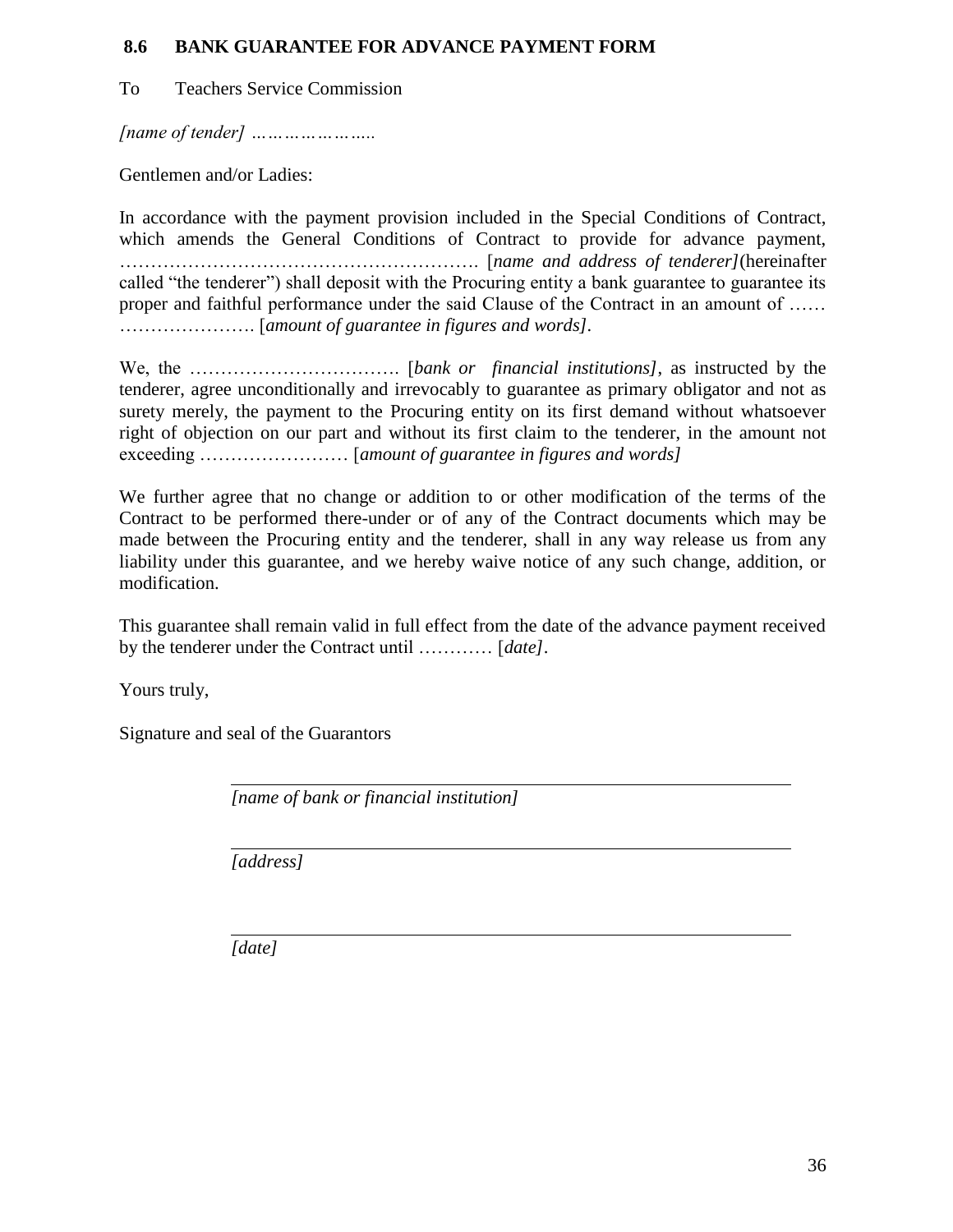### 8.6 BANK GUARANTEE FOR ADVANCE PAYMENT FORM

To Teachers Service Commission

*[name of tender] …………………..*

Gentlemen and/or Ladies:

In accordance with the payment provision included in the Special Conditions of Contract, which amends the General Conditions of Contract to provide for advance payment, …………………………………………………. [*name and address of tenderer]*(hereinafter called "the tenderer") shall deposit with the Procuring entity a bank guarantee to guarantee its proper and faithful performance under the said Clause of the Contract in an amount of …… …………………. [*amount of guarantee in figures and words]*.

We, the ……………………………. [*bank or financial institutions]*, as instructed by the tenderer, agree unconditionally and irrevocably to guarantee as primary obligator and not as surety merely, the payment to the Procuring entity on its first demand without whatsoever right of objection on our part and without its first claim to the tenderer, in the amount not exceeding …………………… [*amount of guarantee in figures and words]*

We further agree that no change or addition to or other modification of the terms of the Contract to be performed there-under or of any of the Contract documents which may be made between the Procuring entity and the tenderer, shall in any way release us from any liability under this guarantee, and we hereby waive notice of any such change, addition, or modification.

This guarantee shall remain valid in full effect from the date of the advance payment received by the tenderer under the Contract until ………… [*date]*.

Yours truly,

Signature and seal of the Guarantors

_______________________________________________

*[name of bank or financial institution]*

_______________________________________________

*[address]*

_______________________________________________

*[date]*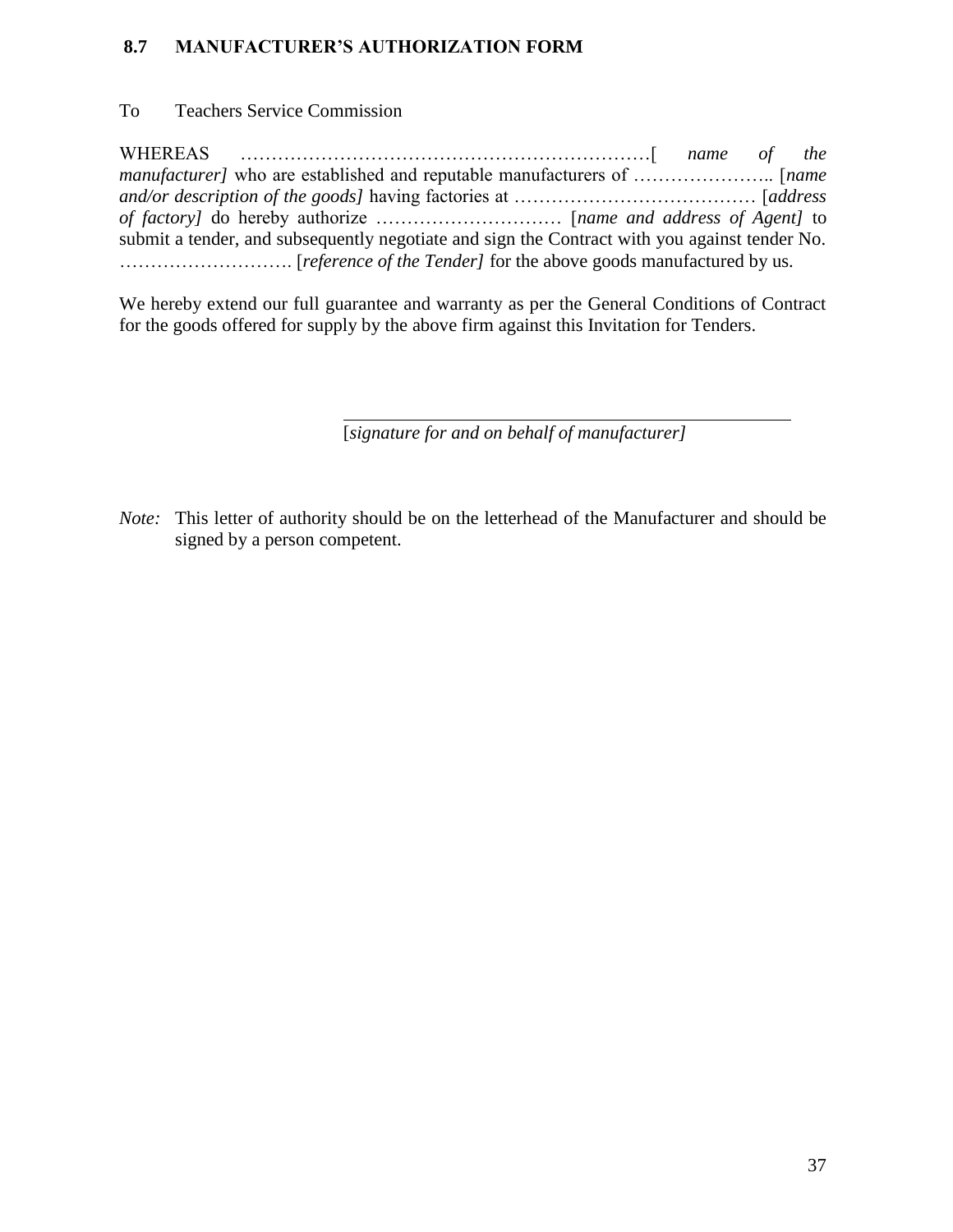## 8.7 MANUFACTURER'S AUTHORIZATION FORM

To Teachers Service Commission

WHEREAS …………………………………………………………[ *name of the manufacturer]* who are established and reputable manufacturers of ………………….. [*name and/or description of the goods]* having factories at ………………………………… [*address of factory]* do hereby authorize ………………………… [*name and address of Agent]* to submit a tender, and subsequently negotiate and sign the Contract with you against tender No. ………………………. [*reference of the Tender]* for the above goods manufactured by us.

We hereby extend our full guarantee and warranty as per the General Conditions of Contract for the goods offered for supply by the above firm against this Invitation for Tenders.

\_\_\_\_\_\_\_\_\_\_\_\_\_\_\_\_\_\_\_\_\_\_\_\_\_\_\_\_\_\_\_\_\_\_\_\_\_\_\_\_\_\_\_\_

[*signature for and on behalf of manufacturer]*

*Note:* This letter of authority should be on the letterhead of the Manufacturer and should be signed by a person competent.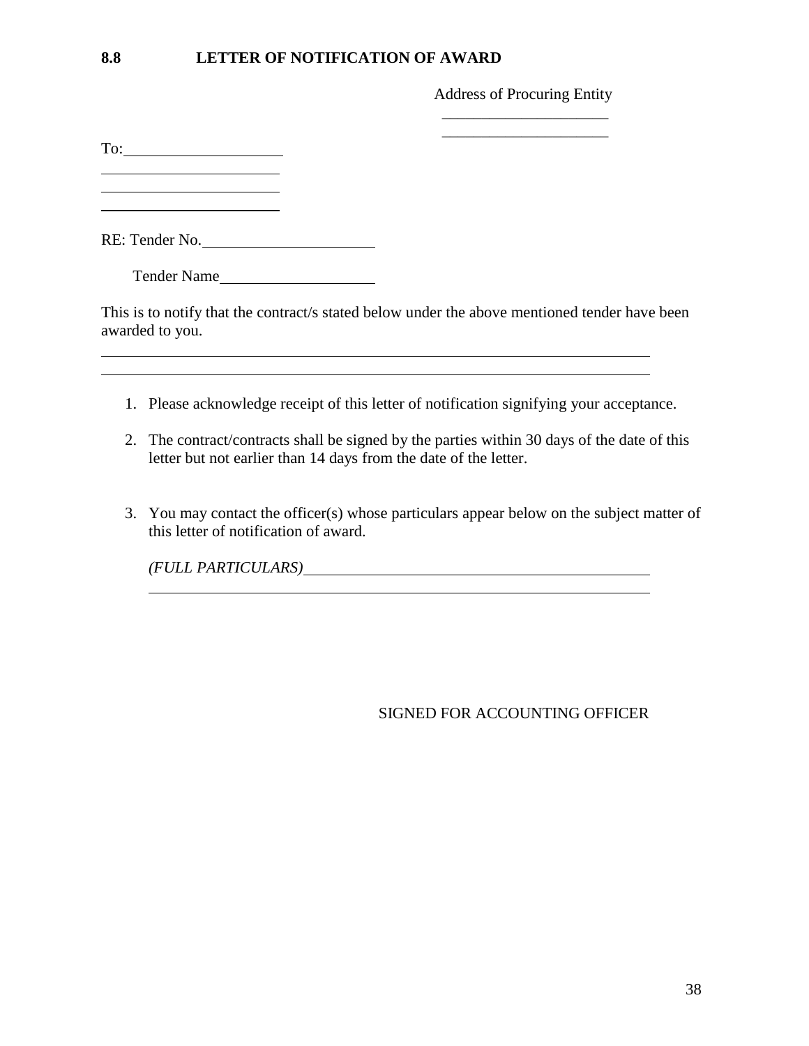## 8.8 LETTER OF NOTIFICATION OF AWARD

Address of Procuring Entity

_____________________

_____________________

To: ____________________

______________________

______________________

______________________

RE: Tender No. ______________________

Tender Name ____________________

This is to notify that the contract/s stated below under the above mentioned tender have been awarded to you.

__________________________________________________________________________

__________________________________________________________________________

1. Please acknowledge receipt of this letter of notification signifying your acceptance.

2. The contract/contracts shall be signed by the parties within 30 days of the date of this letter but not earlier than 14 days from the date of the letter.

3. You may contact the officer(s) whose particulars appear below on the subject matter of this letter of notification of award.

   *(FULL PARTICULARS)* ____________________________________________

   _______________________________________________________________

SIGNED FOR ACCOUNTING OFFICER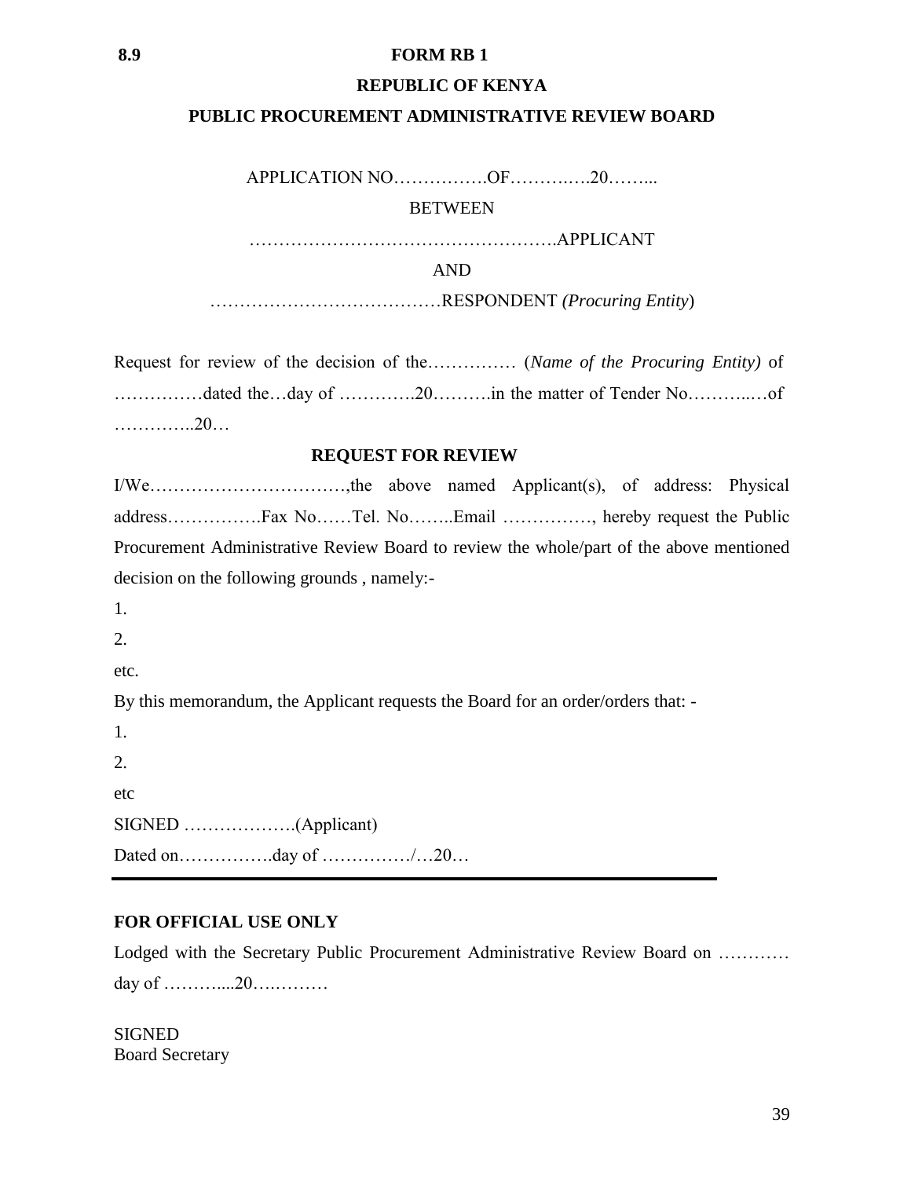**8.9 FORM RB 1**

**REPUBLIC OF KENYA**

**PUBLIC PROCUREMENT ADMINISTRATIVE REVIEW BOARD**

APPLICATION NO…………….OF……….….20……..

BETWEEN

…………………………………………….APPLICANT

AND

…………………………………RESPONDENT *(Procuring Entity*)

Request for review of the decision of the…………… (*Name of the Procuring Entity)* of ……….……dated the…day of ………….20……….in the matter of Tender No………..…of …………..20…

**REQUEST FOR REVIEW**

I/We……………………………,the above named Applicant(s), of address: Physical address…………….Fax No……Tel. No……..Email ……………, hereby request the Public Procurement Administrative Review Board to review the whole/part of the above mentioned decision on the following grounds , namely:-

1.

2.

etc.

By this memorandum, the Applicant requests the Board for an order/orders that: -

1.

2.

etc

SIGNED ……………….(Applicant)

Dated on…………….day of ……………/…20…

---

**FOR OFFICIAL USE ONLY**

Lodged with the Secretary Public Procurement Administrative Review Board on ………… day of ………....20….………

SIGNED
Board Secretary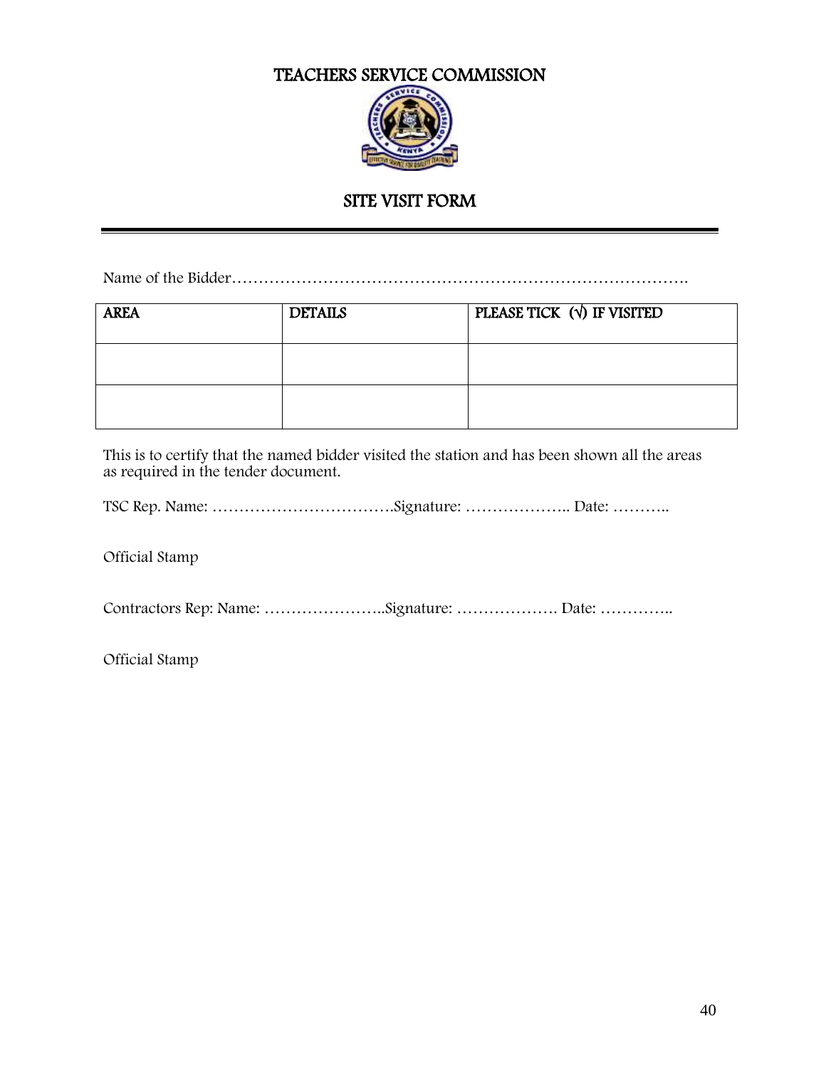# TEACHERS SERVICE COMMISSION

## SITE VISIT FORM

---

Name of the Bidder…………………………………………………………………………….

| AREA | DETAILS | PLEASE TICK (√) IF VISITED |
|---|---|---|
| | | |
| | | |

This is to certify that the named bidder visited the station and has been shown all the areas as required in the tender document.

TSC Rep. Name: …………………………….Signature: ……………….. Date: ………..

Official Stamp

Contractors Rep: Name: …………………..Signature: ………………. Date: …………..

Official Stamp